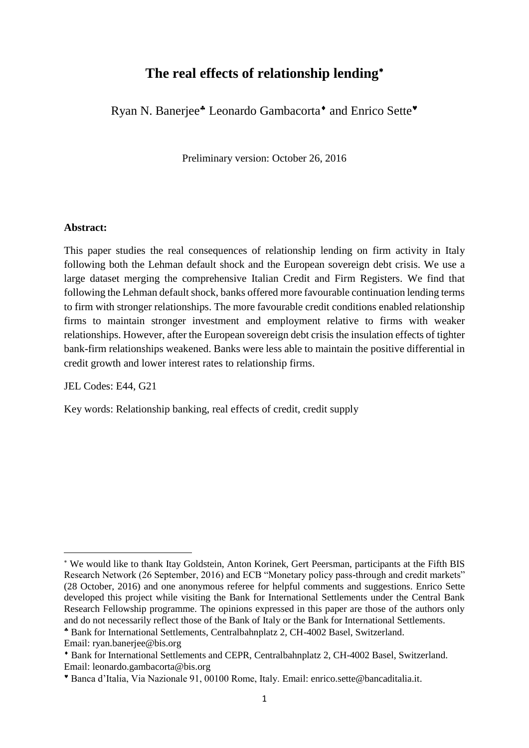# The real effects of relationship lending[*]

Ryan N. Banerjee[♣] Leonardo Gambacorta[♦] and Enrico Sette[♥]

Preliminary version: October 26, 2016

**Abstract:**

This paper studies the real consequences of relationship lending on firm activity in Italy following both the Lehman default shock and the European sovereign debt crisis. We use a large dataset merging the comprehensive Italian Credit and Firm Registers. We find that following the Lehman default shock, banks offered more favourable continuation lending terms to firm with stronger relationships. The more favourable credit conditions enabled relationship firms to maintain stronger investment and employment relative to firms with weaker relationships. However, after the European sovereign debt crisis the insulation effects of tighter bank-firm relationships weakened. Banks were less able to maintain the positive differential in credit growth and lower interest rates to relationship firms.

JEL Codes: E44, G21

Key words: Relationship banking, real effects of credit, credit supply

---

[*] We would like to thank Itay Goldstein, Anton Korinek, Gert Peersman, participants at the Fifth BIS Research Network (26 September, 2016) and ECB "Monetary policy pass-through and credit markets" (28 October, 2016) and one anonymous referee for helpful comments and suggestions. Enrico Sette developed this project while visiting the Bank for International Settlements under the Central Bank Research Fellowship programme. The opinions expressed in this paper are those of the authors only and do not necessarily reflect those of the Bank of Italy or the Bank for International Settlements.

[♣] Bank for International Settlements, Centralbahnplatz 2, CH-4002 Basel, Switzerland. Email: ryan.banerjee@bis.org

[♦] Bank for International Settlements and CEPR, Centralbahnplatz 2, CH-4002 Basel, Switzerland. Email: leonardo.gambacorta@bis.org

[♥] Banca d'Italia, Via Nazionale 91, 00100 Rome, Italy. Email: enrico.sette@bancaditalia.it.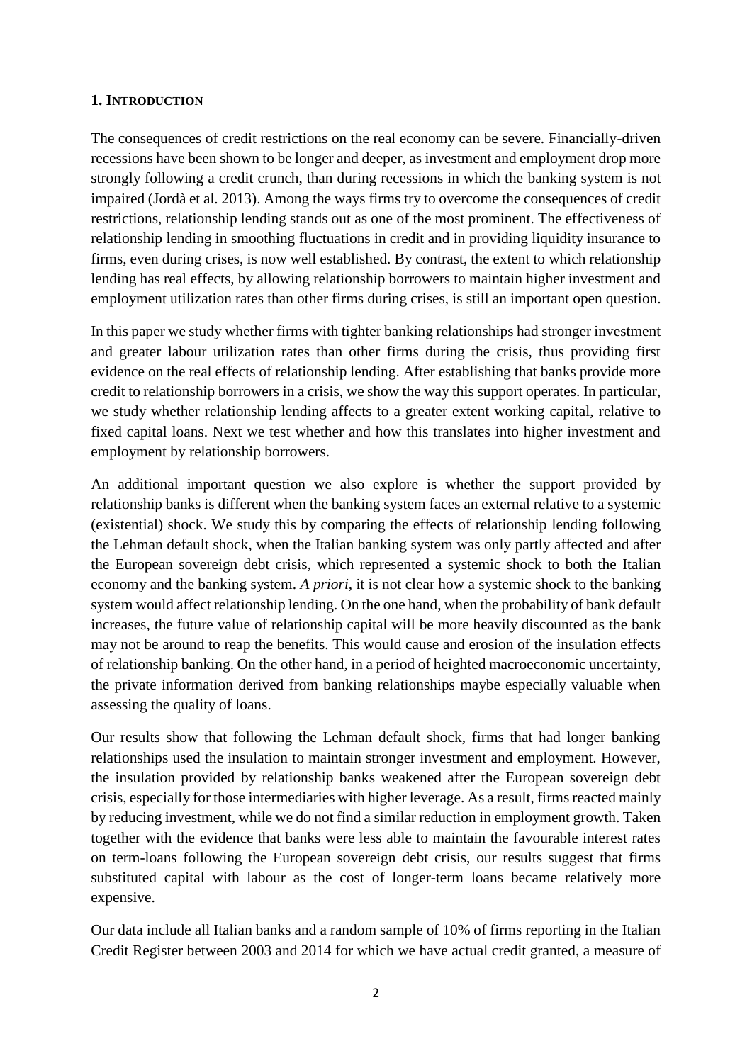## 1. INTRODUCTION

The consequences of credit restrictions on the real economy can be severe. Financially-driven recessions have been shown to be longer and deeper, as investment and employment drop more strongly following a credit crunch, than during recessions in which the banking system is not impaired (Jordà et al. 2013). Among the ways firms try to overcome the consequences of credit restrictions, relationship lending stands out as one of the most prominent. The effectiveness of relationship lending in smoothing fluctuations in credit and in providing liquidity insurance to firms, even during crises, is now well established. By contrast, the extent to which relationship lending has real effects, by allowing relationship borrowers to maintain higher investment and employment utilization rates than other firms during crises, is still an important open question.

In this paper we study whether firms with tighter banking relationships had stronger investment and greater labour utilization rates than other firms during the crisis, thus providing first evidence on the real effects of relationship lending. After establishing that banks provide more credit to relationship borrowers in a crisis, we show the way this support operates. In particular, we study whether relationship lending affects to a greater extent working capital, relative to fixed capital loans. Next we test whether and how this translates into higher investment and employment by relationship borrowers.

An additional important question we also explore is whether the support provided by relationship banks is different when the banking system faces an external relative to a systemic (existential) shock. We study this by comparing the effects of relationship lending following the Lehman default shock, when the Italian banking system was only partly affected and after the European sovereign debt crisis, which represented a systemic shock to both the Italian economy and the banking system. *A priori*, it is not clear how a systemic shock to the banking system would affect relationship lending. On the one hand, when the probability of bank default increases, the future value of relationship capital will be more heavily discounted as the bank may not be around to reap the benefits. This would cause and erosion of the insulation effects of relationship banking. On the other hand, in a period of heighted macroeconomic uncertainty, the private information derived from banking relationships maybe especially valuable when assessing the quality of loans.

Our results show that following the Lehman default shock, firms that had longer banking relationships used the insulation to maintain stronger investment and employment. However, the insulation provided by relationship banks weakened after the European sovereign debt crisis, especially for those intermediaries with higher leverage. As a result, firms reacted mainly by reducing investment, while we do not find a similar reduction in employment growth. Taken together with the evidence that banks were less able to maintain the favourable interest rates on term-loans following the European sovereign debt crisis, our results suggest that firms substituted capital with labour as the cost of longer-term loans became relatively more expensive.

Our data include all Italian banks and a random sample of 10% of firms reporting in the Italian Credit Register between 2003 and 2014 for which we have actual credit granted, a measure of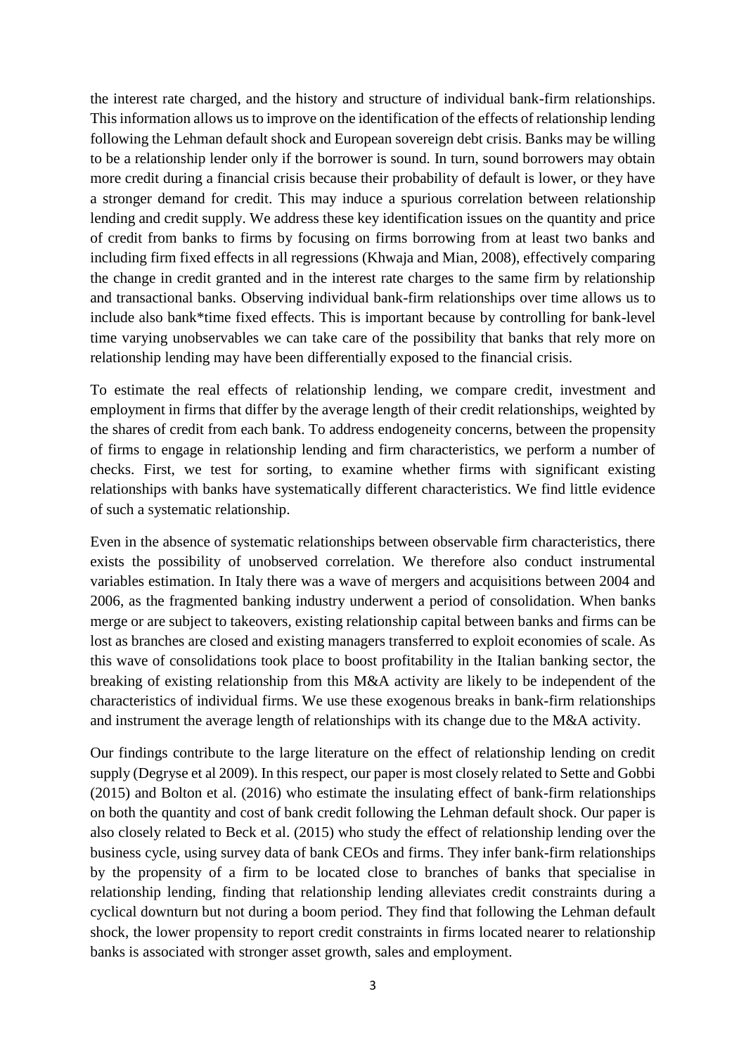the interest rate charged, and the history and structure of individual bank-firm relationships. This information allows us to improve on the identification of the effects of relationship lending following the Lehman default shock and European sovereign debt crisis. Banks may be willing to be a relationship lender only if the borrower is sound. In turn, sound borrowers may obtain more credit during a financial crisis because their probability of default is lower, or they have a stronger demand for credit. This may induce a spurious correlation between relationship lending and credit supply. We address these key identification issues on the quantity and price of credit from banks to firms by focusing on firms borrowing from at least two banks and including firm fixed effects in all regressions (Khwaja and Mian, 2008), effectively comparing the change in credit granted and in the interest rate charges to the same firm by relationship and transactional banks. Observing individual bank-firm relationships over time allows us to include also bank*time fixed effects. This is important because by controlling for bank-level time varying unobservables we can take care of the possibility that banks that rely more on relationship lending may have been differentially exposed to the financial crisis.

To estimate the real effects of relationship lending, we compare credit, investment and employment in firms that differ by the average length of their credit relationships, weighted by the shares of credit from each bank. To address endogeneity concerns, between the propensity of firms to engage in relationship lending and firm characteristics, we perform a number of checks. First, we test for sorting, to examine whether firms with significant existing relationships with banks have systematically different characteristics. We find little evidence of such a systematic relationship.

Even in the absence of systematic relationships between observable firm characteristics, there exists the possibility of unobserved correlation. We therefore also conduct instrumental variables estimation. In Italy there was a wave of mergers and acquisitions between 2004 and 2006, as the fragmented banking industry underwent a period of consolidation. When banks merge or are subject to takeovers, existing relationship capital between banks and firms can be lost as branches are closed and existing managers transferred to exploit economies of scale. As this wave of consolidations took place to boost profitability in the Italian banking sector, the breaking of existing relationship from this M&A activity are likely to be independent of the characteristics of individual firms. We use these exogenous breaks in bank-firm relationships and instrument the average length of relationships with its change due to the M&A activity.

Our findings contribute to the large literature on the effect of relationship lending on credit supply (Degryse et al 2009). In this respect, our paper is most closely related to Sette and Gobbi (2015) and Bolton et al. (2016) who estimate the insulating effect of bank-firm relationships on both the quantity and cost of bank credit following the Lehman default shock. Our paper is also closely related to Beck et al. (2015) who study the effect of relationship lending over the business cycle, using survey data of bank CEOs and firms. They infer bank-firm relationships by the propensity of a firm to be located close to branches of banks that specialise in relationship lending, finding that relationship lending alleviates credit constraints during a cyclical downturn but not during a boom period. They find that following the Lehman default shock, the lower propensity to report credit constraints in firms located nearer to relationship banks is associated with stronger asset growth, sales and employment.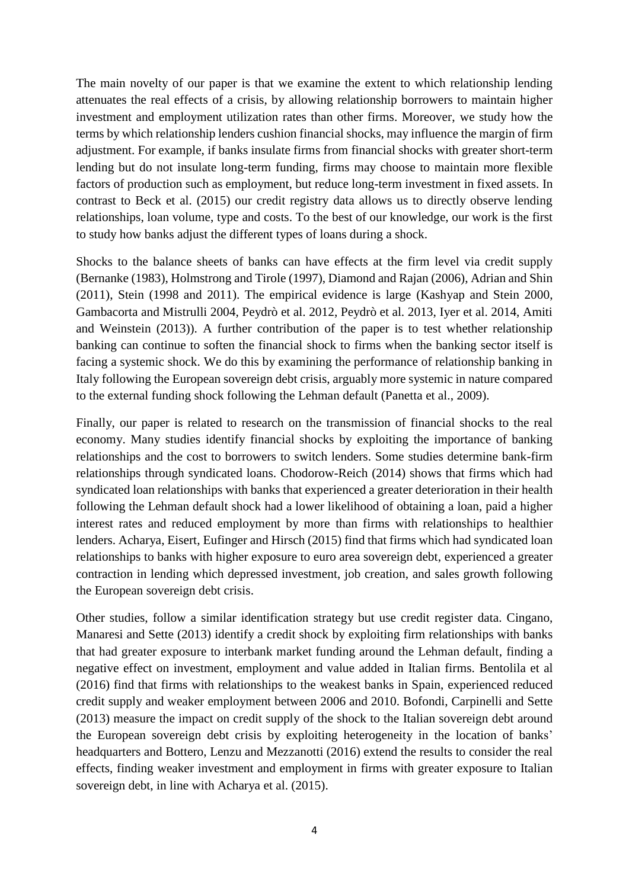The main novelty of our paper is that we examine the extent to which relationship lending attenuates the real effects of a crisis, by allowing relationship borrowers to maintain higher investment and employment utilization rates than other firms. Moreover, we study how the terms by which relationship lenders cushion financial shocks, may influence the margin of firm adjustment. For example, if banks insulate firms from financial shocks with greater short-term lending but do not insulate long-term funding, firms may choose to maintain more flexible factors of production such as employment, but reduce long-term investment in fixed assets. In contrast to Beck et al. (2015) our credit registry data allows us to directly observe lending relationships, loan volume, type and costs. To the best of our knowledge, our work is the first to study how banks adjust the different types of loans during a shock.

Shocks to the balance sheets of banks can have effects at the firm level via credit supply (Bernanke (1983), Holmstrong and Tirole (1997), Diamond and Rajan (2006), Adrian and Shin (2011), Stein (1998 and 2011). The empirical evidence is large (Kashyap and Stein 2000, Gambacorta and Mistrulli 2004, Peydrò et al. 2012, Peydrò et al. 2013, Iyer et al. 2014, Amiti and Weinstein (2013)). A further contribution of the paper is to test whether relationship banking can continue to soften the financial shock to firms when the banking sector itself is facing a systemic shock. We do this by examining the performance of relationship banking in Italy following the European sovereign debt crisis, arguably more systemic in nature compared to the external funding shock following the Lehman default (Panetta et al., 2009).

Finally, our paper is related to research on the transmission of financial shocks to the real economy. Many studies identify financial shocks by exploiting the importance of banking relationships and the cost to borrowers to switch lenders. Some studies determine bank-firm relationships through syndicated loans. Chodorow-Reich (2014) shows that firms which had syndicated loan relationships with banks that experienced a greater deterioration in their health following the Lehman default shock had a lower likelihood of obtaining a loan, paid a higher interest rates and reduced employment by more than firms with relationships to healthier lenders. Acharya, Eisert, Eufinger and Hirsch (2015) find that firms which had syndicated loan relationships to banks with higher exposure to euro area sovereign debt, experienced a greater contraction in lending which depressed investment, job creation, and sales growth following the European sovereign debt crisis.

Other studies, follow a similar identification strategy but use credit register data. Cingano, Manaresi and Sette (2013) identify a credit shock by exploiting firm relationships with banks that had greater exposure to interbank market funding around the Lehman default, finding a negative effect on investment, employment and value added in Italian firms. Bentolila et al (2016) find that firms with relationships to the weakest banks in Spain, experienced reduced credit supply and weaker employment between 2006 and 2010. Bofondi, Carpinelli and Sette (2013) measure the impact on credit supply of the shock to the Italian sovereign debt around the European sovereign debt crisis by exploiting heterogeneity in the location of banks' headquarters and Bottero, Lenzu and Mezzanotti (2016) extend the results to consider the real effects, finding weaker investment and employment in firms with greater exposure to Italian sovereign debt, in line with Acharya et al. (2015).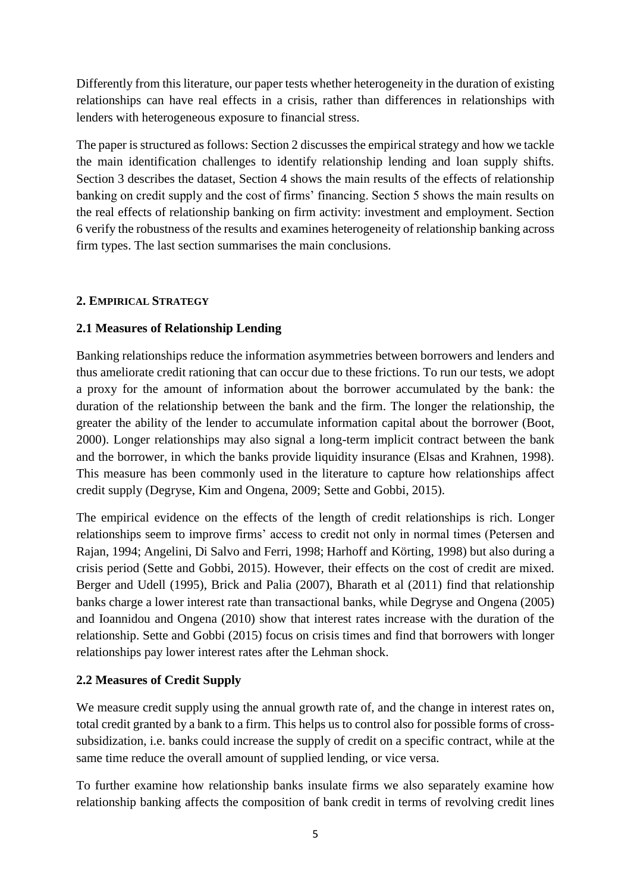Differently from this literature, our paper tests whether heterogeneity in the duration of existing relationships can have real effects in a crisis, rather than differences in relationships with lenders with heterogeneous exposure to financial stress.

The paper is structured as follows: Section 2 discusses the empirical strategy and how we tackle the main identification challenges to identify relationship lending and loan supply shifts. Section 3 describes the dataset, Section 4 shows the main results of the effects of relationship banking on credit supply and the cost of firms' financing. Section 5 shows the main results on the real effects of relationship banking on firm activity: investment and employment. Section 6 verify the robustness of the results and examines heterogeneity of relationship banking across firm types. The last section summarises the main conclusions.

## 2. Empirical Strategy

### 2.1 Measures of Relationship Lending

Banking relationships reduce the information asymmetries between borrowers and lenders and thus ameliorate credit rationing that can occur due to these frictions. To run our tests, we adopt a proxy for the amount of information about the borrower accumulated by the bank: the duration of the relationship between the bank and the firm. The longer the relationship, the greater the ability of the lender to accumulate information capital about the borrower (Boot, 2000). Longer relationships may also signal a long-term implicit contract between the bank and the borrower, in which the banks provide liquidity insurance (Elsas and Krahnen, 1998). This measure has been commonly used in the literature to capture how relationships affect credit supply (Degryse, Kim and Ongena, 2009; Sette and Gobbi, 2015).

The empirical evidence on the effects of the length of credit relationships is rich. Longer relationships seem to improve firms' access to credit not only in normal times (Petersen and Rajan, 1994; Angelini, Di Salvo and Ferri, 1998; Harhoff and Körting, 1998) but also during a crisis period (Sette and Gobbi, 2015). However, their effects on the cost of credit are mixed. Berger and Udell (1995), Brick and Palia (2007), Bharath et al (2011) find that relationship banks charge a lower interest rate than transactional banks, while Degryse and Ongena (2005) and Ioannidou and Ongena (2010) show that interest rates increase with the duration of the relationship. Sette and Gobbi (2015) focus on crisis times and find that borrowers with longer relationships pay lower interest rates after the Lehman shock.

### 2.2 Measures of Credit Supply

We measure credit supply using the annual growth rate of, and the change in interest rates on, total credit granted by a bank to a firm. This helps us to control also for possible forms of cross-subsidization, i.e. banks could increase the supply of credit on a specific contract, while at the same time reduce the overall amount of supplied lending, or vice versa.

To further examine how relationship banks insulate firms we also separately examine how relationship banking affects the composition of bank credit in terms of revolving credit lines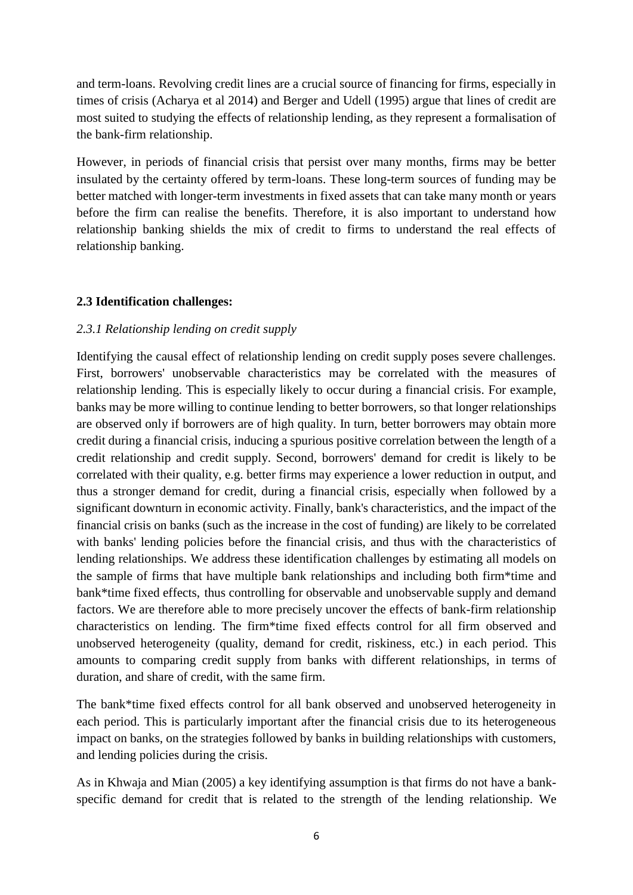and term-loans. Revolving credit lines are a crucial source of financing for firms, especially in times of crisis (Acharya et al 2014) and Berger and Udell (1995) argue that lines of credit are most suited to studying the effects of relationship lending, as they represent a formalisation of the bank-firm relationship.

However, in periods of financial crisis that persist over many months, firms may be better insulated by the certainty offered by term-loans. These long-term sources of funding may be better matched with longer-term investments in fixed assets that can take many month or years before the firm can realise the benefits. Therefore, it is also important to understand how relationship banking shields the mix of credit to firms to understand the real effects of relationship banking.

### 2.3 Identification challenges:

#### *2.3.1 Relationship lending on credit supply*

Identifying the causal effect of relationship lending on credit supply poses severe challenges. First, borrowers' unobservable characteristics may be correlated with the measures of relationship lending. This is especially likely to occur during a financial crisis. For example, banks may be more willing to continue lending to better borrowers, so that longer relationships are observed only if borrowers are of high quality. In turn, better borrowers may obtain more credit during a financial crisis, inducing a spurious positive correlation between the length of a credit relationship and credit supply. Second, borrowers' demand for credit is likely to be correlated with their quality, e.g. better firms may experience a lower reduction in output, and thus a stronger demand for credit, during a financial crisis, especially when followed by a significant downturn in economic activity. Finally, bank's characteristics, and the impact of the financial crisis on banks (such as the increase in the cost of funding) are likely to be correlated with banks' lending policies before the financial crisis, and thus with the characteristics of lending relationships. We address these identification challenges by estimating all models on the sample of firms that have multiple bank relationships and including both firm*time and bank*time fixed effects, thus controlling for observable and unobservable supply and demand factors. We are therefore able to more precisely uncover the effects of bank-firm relationship characteristics on lending. The firm*time fixed effects control for all firm observed and unobserved heterogeneity (quality, demand for credit, riskiness, etc.) in each period. This amounts to comparing credit supply from banks with different relationships, in terms of duration, and share of credit, with the same firm.

The bank*time fixed effects control for all bank observed and unobserved heterogeneity in each period. This is particularly important after the financial crisis due to its heterogeneous impact on banks, on the strategies followed by banks in building relationships with customers, and lending policies during the crisis.

As in Khwaja and Mian (2005) a key identifying assumption is that firms do not have a bank-specific demand for credit that is related to the strength of the lending relationship. We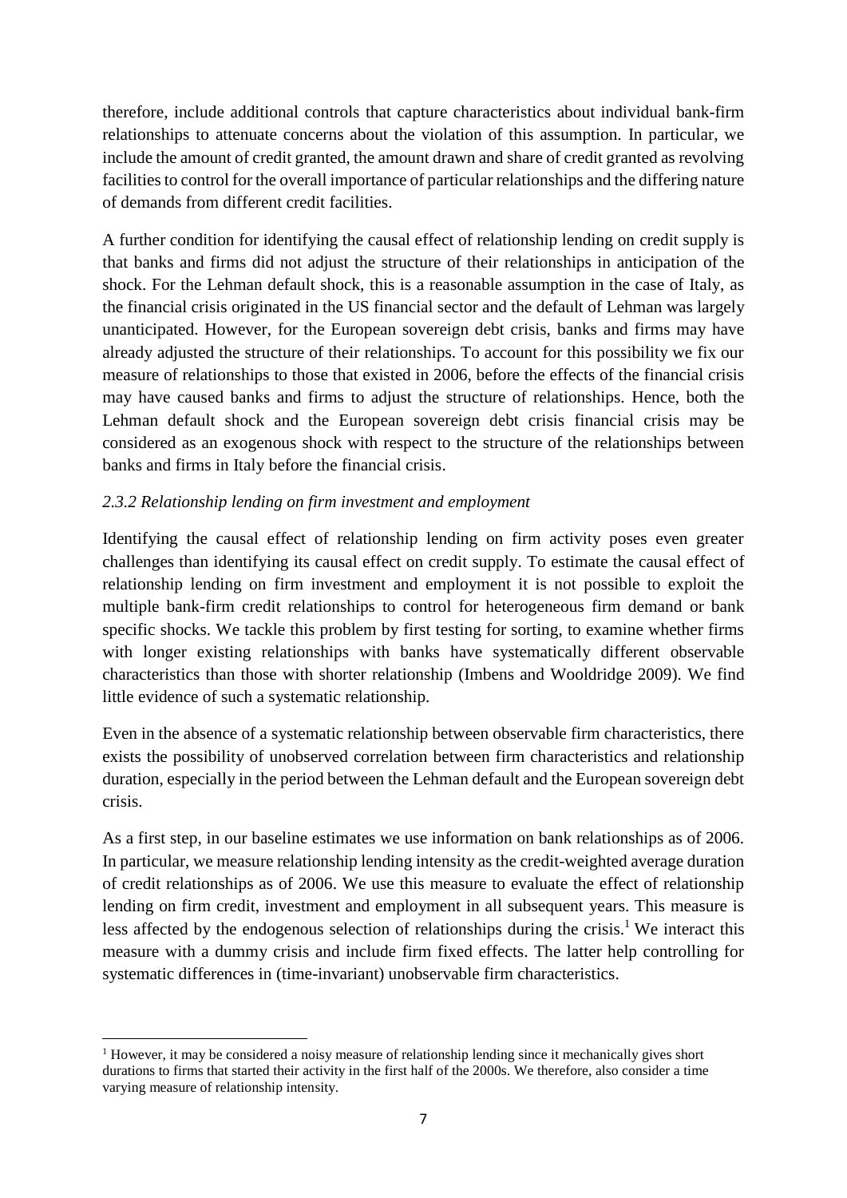therefore, include additional controls that capture characteristics about individual bank-firm relationships to attenuate concerns about the violation of this assumption. In particular, we include the amount of credit granted, the amount drawn and share of credit granted as revolving facilities to control for the overall importance of particular relationships and the differing nature of demands from different credit facilities.

A further condition for identifying the causal effect of relationship lending on credit supply is that banks and firms did not adjust the structure of their relationships in anticipation of the shock. For the Lehman default shock, this is a reasonable assumption in the case of Italy, as the financial crisis originated in the US financial sector and the default of Lehman was largely unanticipated. However, for the European sovereign debt crisis, banks and firms may have already adjusted the structure of their relationships. To account for this possibility we fix our measure of relationships to those that existed in 2006, before the effects of the financial crisis may have caused banks and firms to adjust the structure of relationships. Hence, both the Lehman default shock and the European sovereign debt crisis financial crisis may be considered as an exogenous shock with respect to the structure of the relationships between banks and firms in Italy before the financial crisis.

### *2.3.2 Relationship lending on firm investment and employment*

Identifying the causal effect of relationship lending on firm activity poses even greater challenges than identifying its causal effect on credit supply. To estimate the causal effect of relationship lending on firm investment and employment it is not possible to exploit the multiple bank-firm credit relationships to control for heterogeneous firm demand or bank specific shocks. We tackle this problem by first testing for sorting, to examine whether firms with longer existing relationships with banks have systematically different observable characteristics than those with shorter relationship (Imbens and Wooldridge 2009). We find little evidence of such a systematic relationship.

Even in the absence of a systematic relationship between observable firm characteristics, there exists the possibility of unobserved correlation between firm characteristics and relationship duration, especially in the period between the Lehman default and the European sovereign debt crisis.

As a first step, in our baseline estimates we use information on bank relationships as of 2006. In particular, we measure relationship lending intensity as the credit-weighted average duration of credit relationships as of 2006. We use this measure to evaluate the effect of relationship lending on firm credit, investment and employment in all subsequent years. This measure is less affected by the endogenous selection of relationships during the crisis.[1] We interact this measure with a dummy crisis and include firm fixed effects. The latter help controlling for systematic differences in (time-invariant) unobservable firm characteristics.

[1] However, it may be considered a noisy measure of relationship lending since it mechanically gives short durations to firms that started their activity in the first half of the 2000s. We therefore, also consider a time varying measure of relationship intensity.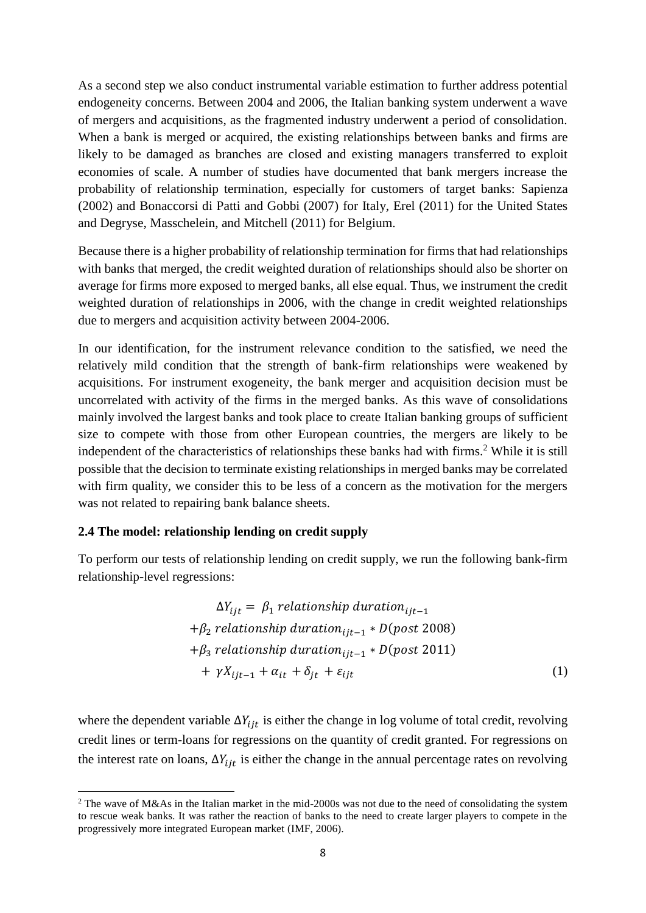As a second step we also conduct instrumental variable estimation to further address potential endogeneity concerns. Between 2004 and 2006, the Italian banking system underwent a wave of mergers and acquisitions, as the fragmented industry underwent a period of consolidation. When a bank is merged or acquired, the existing relationships between banks and firms are likely to be damaged as branches are closed and existing managers transferred to exploit economies of scale. A number of studies have documented that bank mergers increase the probability of relationship termination, especially for customers of target banks: Sapienza (2002) and Bonaccorsi di Patti and Gobbi (2007) for Italy, Erel (2011) for the United States and Degryse, Masschelein, and Mitchell (2011) for Belgium.

Because there is a higher probability of relationship termination for firms that had relationships with banks that merged, the credit weighted duration of relationships should also be shorter on average for firms more exposed to merged banks, all else equal. Thus, we instrument the credit weighted duration of relationships in 2006, with the change in credit weighted relationships due to mergers and acquisition activity between 2004-2006.

In our identification, for the instrument relevance condition to the satisfied, we need the relatively mild condition that the strength of bank-firm relationships were weakened by acquisitions. For instrument exogeneity, the bank merger and acquisition decision must be uncorrelated with activity of the firms in the merged banks. As this wave of consolidations mainly involved the largest banks and took place to create Italian banking groups of sufficient size to compete with those from other European countries, the mergers are likely to be independent of the characteristics of relationships these banks had with firms.[2] While it is still possible that the decision to terminate existing relationships in merged banks may be correlated with firm quality, we consider this to be less of a concern as the motivation for the mergers was not related to repairing bank balance sheets.

### 2.4 The model: relationship lending on credit supply

To perform our tests of relationship lending on credit supply, we run the following bank-firm relationship-level regressions:

$$
\begin{aligned}
\Delta Y_{ijt} = \; & \beta_1 \, relationship\ duration_{ijt-1} \\
& + \beta_2 \, relationship\ duration_{ijt-1} * D(post\ 2008) \\
& + \beta_3 \, relationship\ duration_{ijt-1} * D(post\ 2011) \\
& + \gamma X_{ijt-1} + \alpha_{it} + \delta_{jt} + \varepsilon_{ijt} \qquad (1)
\end{aligned}
$$

where the dependent variable $\Delta Y_{ijt}$ is either the change in log volume of total credit, revolving credit lines or term-loans for regressions on the quantity of credit granted. For regressions on the interest rate on loans, $\Delta Y_{ijt}$ is either the change in the annual percentage rates on revolving

[2] The wave of M&As in the Italian market in the mid-2000s was not due to the need of consolidating the system to rescue weak banks. It was rather the reaction of banks to the need to create larger players to compete in the progressively more integrated European market (IMF, 2006).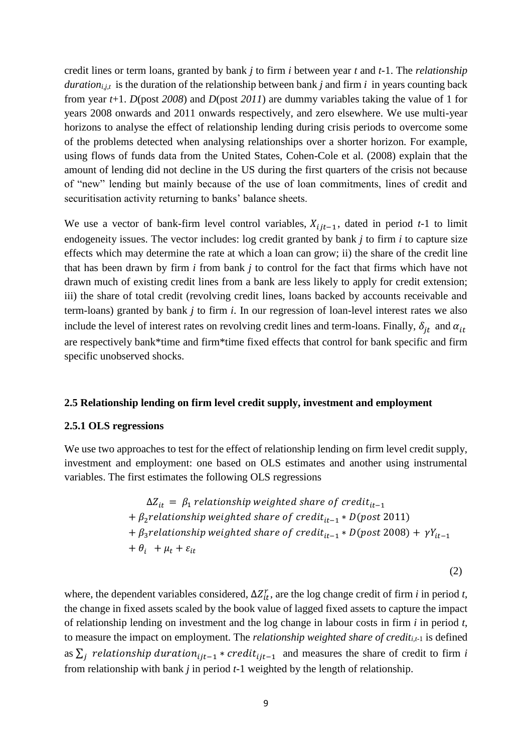credit lines or term loans, granted by bank *j* to firm *i* between year *t* and *t*-1. The *relationship duration*$_{i,j,t}$ is the duration of the relationship between bank *j* and firm *i* in years counting back from year *t*+1. *D*(post *2008*) and *D*(post *2011*) are dummy variables taking the value of 1 for years 2008 onwards and 2011 onwards respectively, and zero elsewhere. We use multi-year horizons to analyse the effect of relationship lending during crisis periods to overcome some of the problems detected when analysing relationships over a shorter horizon. For example, using flows of funds data from the United States, Cohen-Cole et al. (2008) explain that the amount of lending did not decline in the US during the first quarters of the crisis not because of "new" lending but mainly because of the use of loan commitments, lines of credit and securitisation activity returning to banks' balance sheets.

We use a vector of bank-firm level control variables, $X_{ijt-1}$, dated in period *t*-1 to limit endogeneity issues. The vector includes: log credit granted by bank *j* to firm *i* to capture size effects which may determine the rate at which a loan can grow; ii) the share of the credit line that has been drawn by firm *i* from bank *j* to control for the fact that firms which have not drawn much of existing credit lines from a bank are less likely to apply for credit extension; iii) the share of total credit (revolving credit lines, loans backed by accounts receivable and term-loans) granted by bank *j* to firm *i*. In our regression of loan-level interest rates we also include the level of interest rates on revolving credit lines and term-loans. Finally, $\delta_{jt}$ and $\alpha_{it}$ are respectively bank\*time and firm\*time fixed effects that control for bank specific and firm specific unobserved shocks.

### 2.5 Relationship lending on firm level credit supply, investment and employment

#### 2.5.1 OLS regressions

We use two approaches to test for the effect of relationship lending on firm level credit supply, investment and employment: one based on OLS estimates and another using instrumental variables. The first estimates the following OLS regressions

$$
\begin{aligned}
\Delta Z_{it} = {} & \beta_1\, relationship\ weighted\ share\ of\ credit_{it-1} \\
& + \beta_2 relationship\ weighted\ share\ of\ credit_{it-1} * D(post\ 2011) \\
& + \beta_3 relationship\ weighted\ share\ of\ credit_{it-1} * D(post\ 2008) + \gamma Y_{it-1} \\
& + \theta_i + \mu_t + \varepsilon_{it}
\end{aligned}
\tag{2}
$$

where, the dependent variables considered, $\Delta Z^{r}_{it}$, are the log change credit of firm *i* in period *t*, the change in fixed assets scaled by the book value of lagged fixed assets to capture the impact of relationship lending on investment and the log change in labour costs in firm *i* in period *t*, to measure the impact on employment. The *relationship weighted share of credit*$_{i,t-1}$ is defined as $\sum_j relationship\ duration_{ijt-1} * credit_{ijt-1}$ and measures the share of credit to firm *i* from relationship with bank *j* in period *t*-1 weighted by the length of relationship.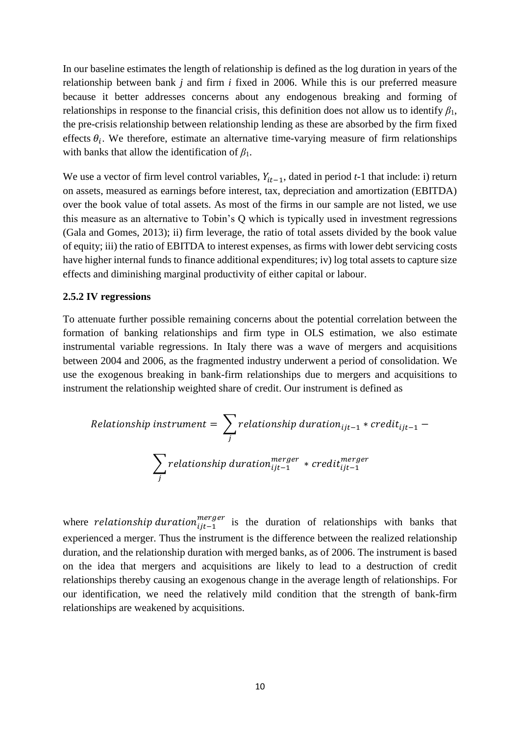In our baseline estimates the length of relationship is defined as the log duration in years of the relationship between bank $j$ and firm $i$ fixed in 2006. While this is our preferred measure because it better addresses concerns about any endogenous breaking and forming of relationships in response to the financial crisis, this definition does not allow us to identify $\beta_1$, the pre-crisis relationship between relationship lending as these are absorbed by the firm fixed effects $\theta_i$. We therefore, estimate an alternative time-varying measure of firm relationships with banks that allow the identification of $\beta_1$.

We use a vector of firm level control variables, $Y_{it-1}$, dated in period $t$-1 that include: i) return on assets, measured as earnings before interest, tax, depreciation and amortization (EBITDA) over the book value of total assets. As most of the firms in our sample are not listed, we use this measure as an alternative to Tobin's Q which is typically used in investment regressions (Gala and Gomes, 2013); ii) firm leverage, the ratio of total assets divided by the book value of equity; iii) the ratio of EBITDA to interest expenses, as firms with lower debt servicing costs have higher internal funds to finance additional expenditures; iv) log total assets to capture size effects and diminishing marginal productivity of either capital or labour.

### 2.5.2 IV regressions

To attenuate further possible remaining concerns about the potential correlation between the formation of banking relationships and firm type in OLS estimation, we also estimate instrumental variable regressions. In Italy there was a wave of mergers and acquisitions between 2004 and 2006, as the fragmented industry underwent a period of consolidation. We use the exogenous breaking in bank-firm relationships due to mergers and acquisitions to instrument the relationship weighted share of credit. Our instrument is defined as

$$Relationship\ instrument = \sum_j relationship\ duration_{ijt-1} * credit_{ijt-1} - \sum_j relationship\ duration_{ijt-1}^{merger} * credit_{ijt-1}^{merger}$$

where $relationship\ duration_{ijt-1}^{merger}$ is the duration of relationships with banks that experienced a merger. Thus the instrument is the difference between the realized relationship duration, and the relationship duration with merged banks, as of 2006. The instrument is based on the idea that mergers and acquisitions are likely to lead to a destruction of credit relationships thereby causing an exogenous change in the average length of relationships. For our identification, we need the relatively mild condition that the strength of bank-firm relationships are weakened by acquisitions.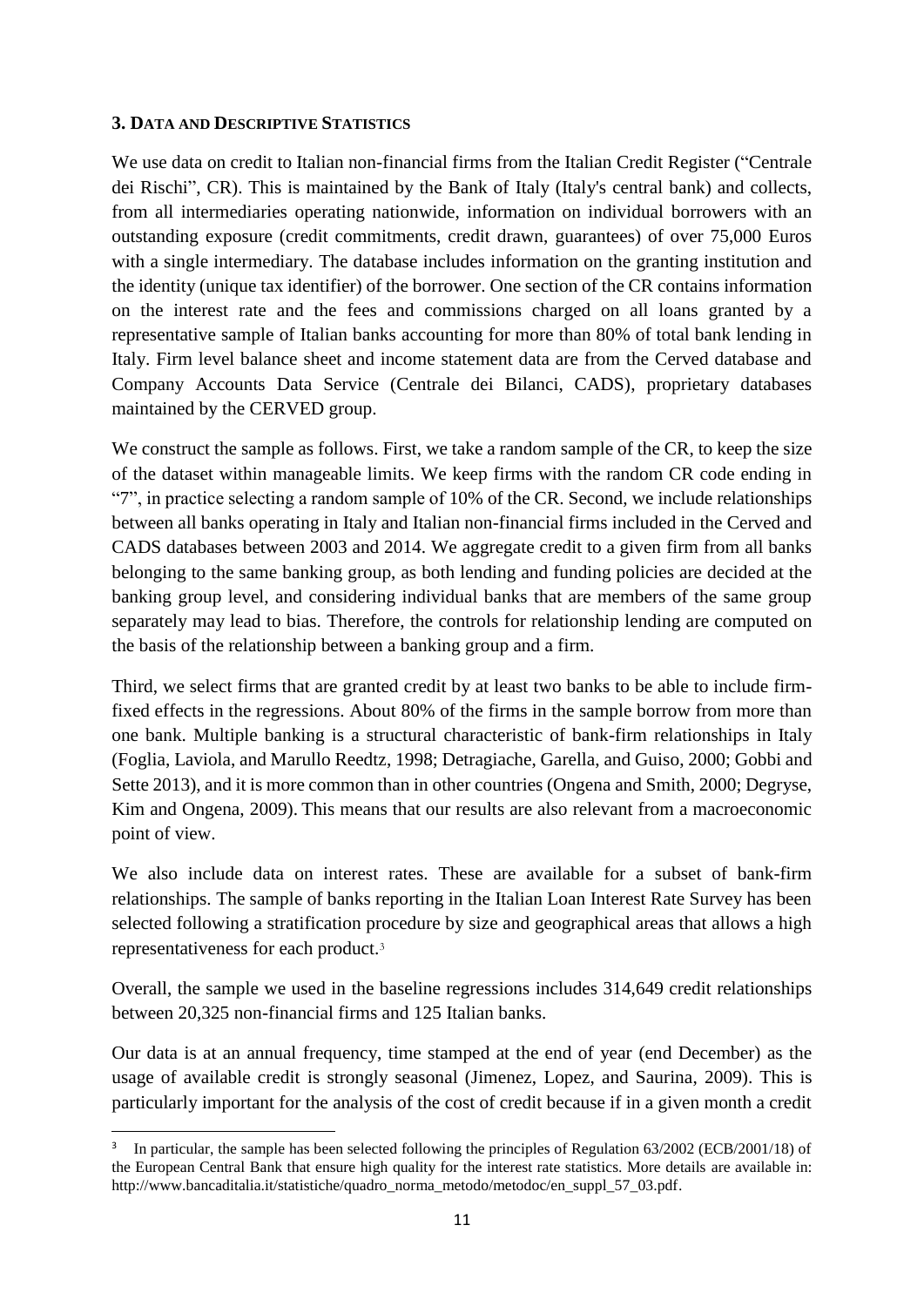## 3. DATA AND DESCRIPTIVE STATISTICS

We use data on credit to Italian non-financial firms from the Italian Credit Register ("Centrale dei Rischi", CR). This is maintained by the Bank of Italy (Italy's central bank) and collects, from all intermediaries operating nationwide, information on individual borrowers with an outstanding exposure (credit commitments, credit drawn, guarantees) of over 75,000 Euros with a single intermediary. The database includes information on the granting institution and the identity (unique tax identifier) of the borrower. One section of the CR contains information on the interest rate and the fees and commissions charged on all loans granted by a representative sample of Italian banks accounting for more than 80% of total bank lending in Italy. Firm level balance sheet and income statement data are from the Cerved database and Company Accounts Data Service (Centrale dei Bilanci, CADS), proprietary databases maintained by the CERVED group.

We construct the sample as follows. First, we take a random sample of the CR, to keep the size of the dataset within manageable limits. We keep firms with the random CR code ending in "7", in practice selecting a random sample of 10% of the CR. Second, we include relationships between all banks operating in Italy and Italian non-financial firms included in the Cerved and CADS databases between 2003 and 2014. We aggregate credit to a given firm from all banks belonging to the same banking group, as both lending and funding policies are decided at the banking group level, and considering individual banks that are members of the same group separately may lead to bias. Therefore, the controls for relationship lending are computed on the basis of the relationship between a banking group and a firm.

Third, we select firms that are granted credit by at least two banks to be able to include firm-fixed effects in the regressions. About 80% of the firms in the sample borrow from more than one bank. Multiple banking is a structural characteristic of bank-firm relationships in Italy (Foglia, Laviola, and Marullo Reedtz, 1998; Detragiache, Garella, and Guiso, 2000; Gobbi and Sette 2013), and it is more common than in other countries (Ongena and Smith, 2000; Degryse, Kim and Ongena, 2009). This means that our results are also relevant from a macroeconomic point of view.

We also include data on interest rates. These are available for a subset of bank-firm relationships. The sample of banks reporting in the Italian Loan Interest Rate Survey has been selected following a stratification procedure by size and geographical areas that allows a high representativeness for each product.[3]

Overall, the sample we used in the baseline regressions includes 314,649 credit relationships between 20,325 non-financial firms and 125 Italian banks.

Our data is at an annual frequency, time stamped at the end of year (end December) as the usage of available credit is strongly seasonal (Jimenez, Lopez, and Saurina, 2009). This is particularly important for the analysis of the cost of credit because if in a given month a credit

[3] In particular, the sample has been selected following the principles of Regulation 63/2002 (ECB/2001/18) of the European Central Bank that ensure high quality for the interest rate statistics. More details are available in: http://www.bancaditalia.it/statistiche/quadro_norma_metodo/metodoc/en_suppl_57_03.pdf.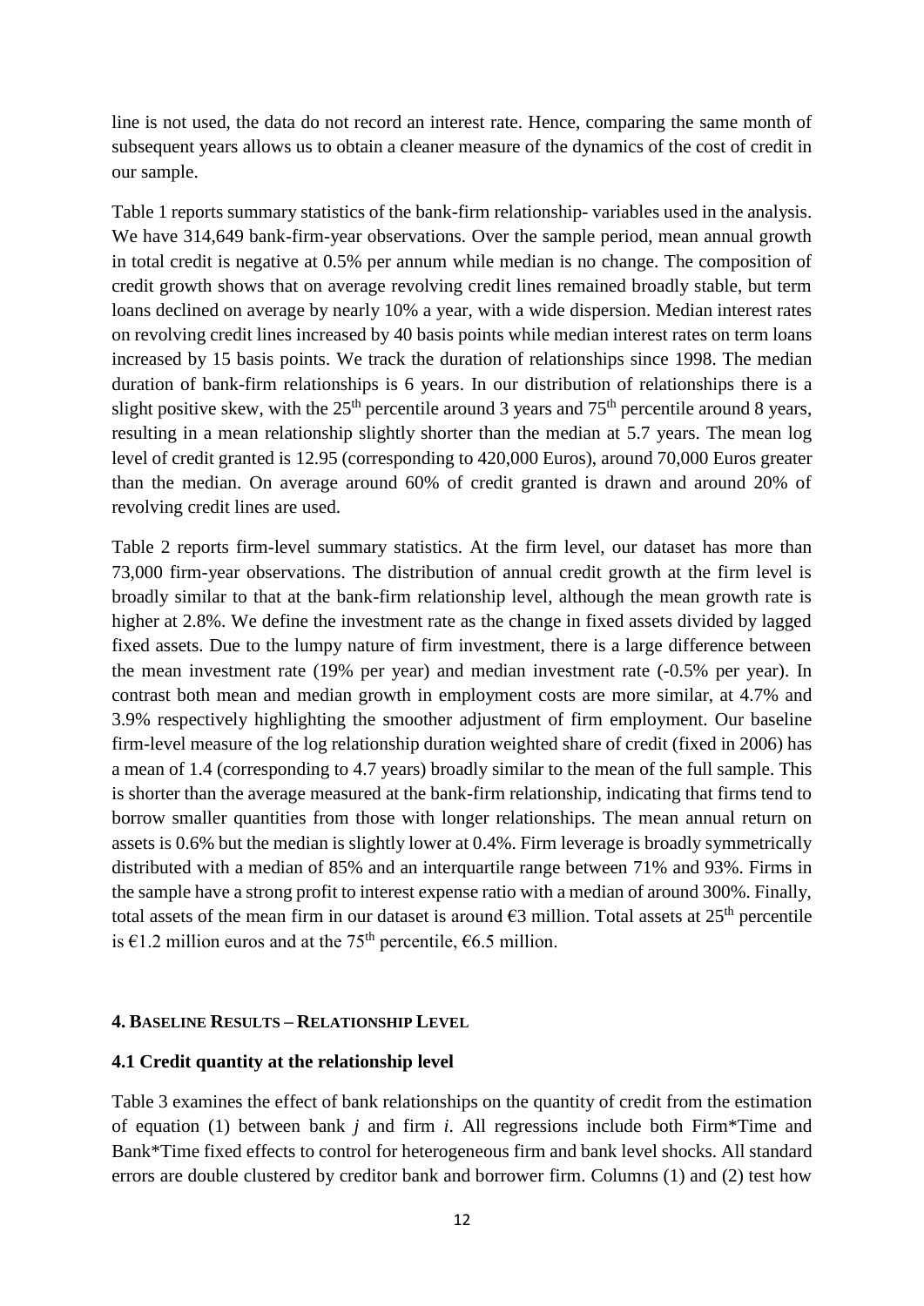line is not used, the data do not record an interest rate. Hence, comparing the same month of subsequent years allows us to obtain a cleaner measure of the dynamics of the cost of credit in our sample.

Table 1 reports summary statistics of the bank-firm relationship- variables used in the analysis. We have 314,649 bank-firm-year observations. Over the sample period, mean annual growth in total credit is negative at 0.5% per annum while median is no change. The composition of credit growth shows that on average revolving credit lines remained broadly stable, but term loans declined on average by nearly 10% a year, with a wide dispersion. Median interest rates on revolving credit lines increased by 40 basis points while median interest rates on term loans increased by 15 basis points. We track the duration of relationships since 1998. The median duration of bank-firm relationships is 6 years. In our distribution of relationships there is a slight positive skew, with the 25th percentile around 3 years and 75th percentile around 8 years, resulting in a mean relationship slightly shorter than the median at 5.7 years. The mean log level of credit granted is 12.95 (corresponding to 420,000 Euros), around 70,000 Euros greater than the median. On average around 60% of credit granted is drawn and around 20% of revolving credit lines are used.

Table 2 reports firm-level summary statistics. At the firm level, our dataset has more than 73,000 firm-year observations. The distribution of annual credit growth at the firm level is broadly similar to that at the bank-firm relationship level, although the mean growth rate is higher at 2.8%. We define the investment rate as the change in fixed assets divided by lagged fixed assets. Due to the lumpy nature of firm investment, there is a large difference between the mean investment rate (19% per year) and median investment rate (-0.5% per year). In contrast both mean and median growth in employment costs are more similar, at 4.7% and 3.9% respectively highlighting the smoother adjustment of firm employment. Our baseline firm-level measure of the log relationship duration weighted share of credit (fixed in 2006) has a mean of 1.4 (corresponding to 4.7 years) broadly similar to the mean of the full sample. This is shorter than the average measured at the bank-firm relationship, indicating that firms tend to borrow smaller quantities from those with longer relationships. The mean annual return on assets is 0.6% but the median is slightly lower at 0.4%. Firm leverage is broadly symmetrically distributed with a median of 85% and an interquartile range between 71% and 93%. Firms in the sample have a strong profit to interest expense ratio with a median of around 300%. Finally, total assets of the mean firm in our dataset is around €3 million. Total assets at 25th percentile is €1.2 million euros and at the 75th percentile, €6.5 million.

## 4. Baseline Results – Relationship Level

### 4.1 Credit quantity at the relationship level

Table 3 examines the effect of bank relationships on the quantity of credit from the estimation of equation (1) between bank $j$ and firm $i$. All regressions include both Firm*Time and Bank*Time fixed effects to control for heterogeneous firm and bank level shocks. All standard errors are double clustered by creditor bank and borrower firm. Columns (1) and (2) test how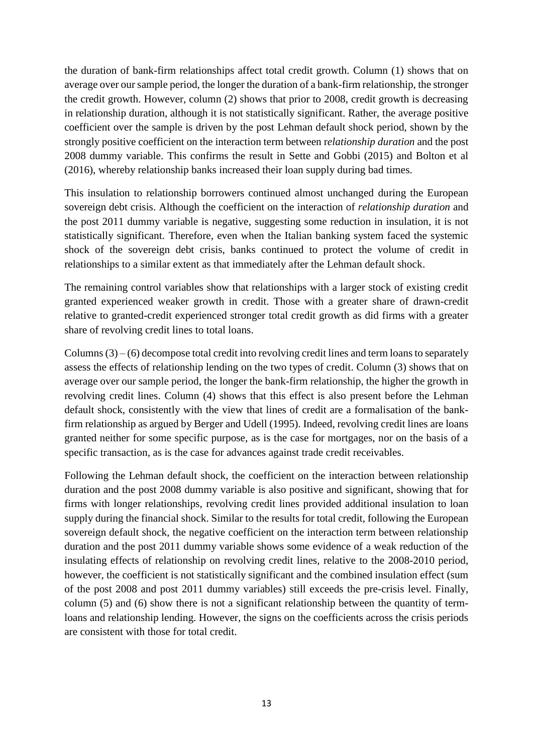the duration of bank-firm relationships affect total credit growth. Column (1) shows that on average over our sample period, the longer the duration of a bank-firm relationship, the stronger the credit growth. However, column (2) shows that prior to 2008, credit growth is decreasing in relationship duration, although it is not statistically significant. Rather, the average positive coefficient over the sample is driven by the post Lehman default shock period, shown by the strongly positive coefficient on the interaction term between r*elationship duration* and the post 2008 dummy variable. This confirms the result in Sette and Gobbi (2015) and Bolton et al (2016), whereby relationship banks increased their loan supply during bad times.

This insulation to relationship borrowers continued almost unchanged during the European sovereign debt crisis. Although the coefficient on the interaction of *relationship duration* and the post 2011 dummy variable is negative, suggesting some reduction in insulation, it is not statistically significant. Therefore, even when the Italian banking system faced the systemic shock of the sovereign debt crisis, banks continued to protect the volume of credit in relationships to a similar extent as that immediately after the Lehman default shock.

The remaining control variables show that relationships with a larger stock of existing credit granted experienced weaker growth in credit. Those with a greater share of drawn-credit relative to granted-credit experienced stronger total credit growth as did firms with a greater share of revolving credit lines to total loans.

Columns (3) – (6) decompose total credit into revolving credit lines and term loans to separately assess the effects of relationship lending on the two types of credit. Column (3) shows that on average over our sample period, the longer the bank-firm relationship, the higher the growth in revolving credit lines. Column (4) shows that this effect is also present before the Lehman default shock, consistently with the view that lines of credit are a formalisation of the bank-firm relationship as argued by Berger and Udell (1995). Indeed, revolving credit lines are loans granted neither for some specific purpose, as is the case for mortgages, nor on the basis of a specific transaction, as is the case for advances against trade credit receivables.

Following the Lehman default shock, the coefficient on the interaction between relationship duration and the post 2008 dummy variable is also positive and significant, showing that for firms with longer relationships, revolving credit lines provided additional insulation to loan supply during the financial shock. Similar to the results for total credit, following the European sovereign default shock, the negative coefficient on the interaction term between relationship duration and the post 2011 dummy variable shows some evidence of a weak reduction of the insulating effects of relationship on revolving credit lines, relative to the 2008-2010 period, however, the coefficient is not statistically significant and the combined insulation effect (sum of the post 2008 and post 2011 dummy variables) still exceeds the pre-crisis level. Finally, column (5) and (6) show there is not a significant relationship between the quantity of term-loans and relationship lending. However, the signs on the coefficients across the crisis periods are consistent with those for total credit.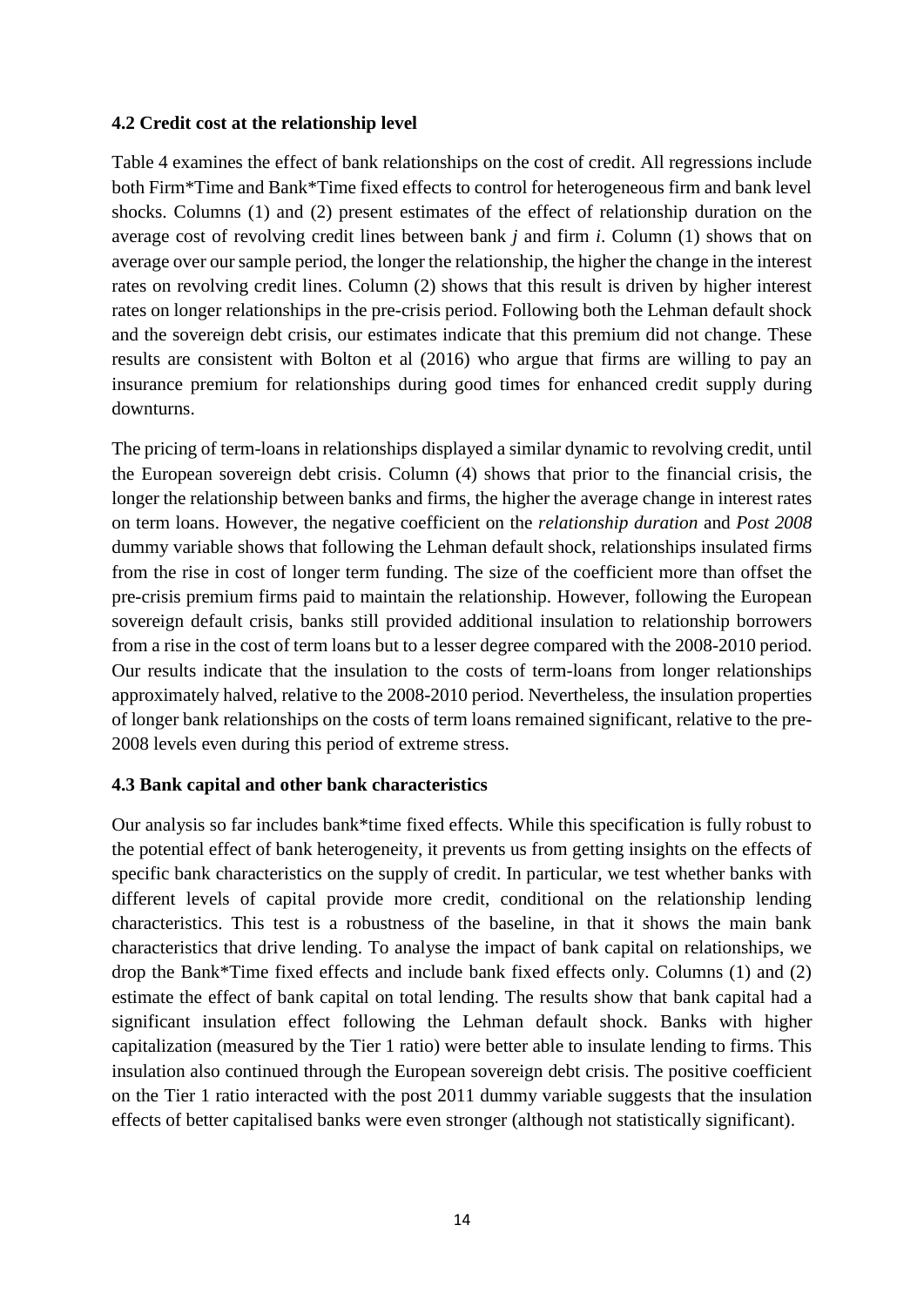### 4.2 Credit cost at the relationship level

Table 4 examines the effect of bank relationships on the cost of credit. All regressions include both Firm*Time and Bank*Time fixed effects to control for heterogeneous firm and bank level shocks. Columns (1) and (2) present estimates of the effect of relationship duration on the average cost of revolving credit lines between bank *j* and firm *i*. Column (1) shows that on average over our sample period, the longer the relationship, the higher the change in the interest rates on revolving credit lines. Column (2) shows that this result is driven by higher interest rates on longer relationships in the pre-crisis period. Following both the Lehman default shock and the sovereign debt crisis, our estimates indicate that this premium did not change. These results are consistent with Bolton et al (2016) who argue that firms are willing to pay an insurance premium for relationships during good times for enhanced credit supply during downturns.

The pricing of term-loans in relationships displayed a similar dynamic to revolving credit, until the European sovereign debt crisis. Column (4) shows that prior to the financial crisis, the longer the relationship between banks and firms, the higher the average change in interest rates on term loans. However, the negative coefficient on the *relationship duration* and *Post 2008* dummy variable shows that following the Lehman default shock, relationships insulated firms from the rise in cost of longer term funding. The size of the coefficient more than offset the pre-crisis premium firms paid to maintain the relationship. However, following the European sovereign default crisis, banks still provided additional insulation to relationship borrowers from a rise in the cost of term loans but to a lesser degree compared with the 2008-2010 period. Our results indicate that the insulation to the costs of term-loans from longer relationships approximately halved, relative to the 2008-2010 period. Nevertheless, the insulation properties of longer bank relationships on the costs of term loans remained significant, relative to the pre-2008 levels even during this period of extreme stress.

### 4.3 Bank capital and other bank characteristics

Our analysis so far includes bank*time fixed effects. While this specification is fully robust to the potential effect of bank heterogeneity, it prevents us from getting insights on the effects of specific bank characteristics on the supply of credit. In particular, we test whether banks with different levels of capital provide more credit, conditional on the relationship lending characteristics. This test is a robustness of the baseline, in that it shows the main bank characteristics that drive lending. To analyse the impact of bank capital on relationships, we drop the Bank*Time fixed effects and include bank fixed effects only. Columns (1) and (2) estimate the effect of bank capital on total lending. The results show that bank capital had a significant insulation effect following the Lehman default shock. Banks with higher capitalization (measured by the Tier 1 ratio) were better able to insulate lending to firms. This insulation also continued through the European sovereign debt crisis. The positive coefficient on the Tier 1 ratio interacted with the post 2011 dummy variable suggests that the insulation effects of better capitalised banks were even stronger (although not statistically significant).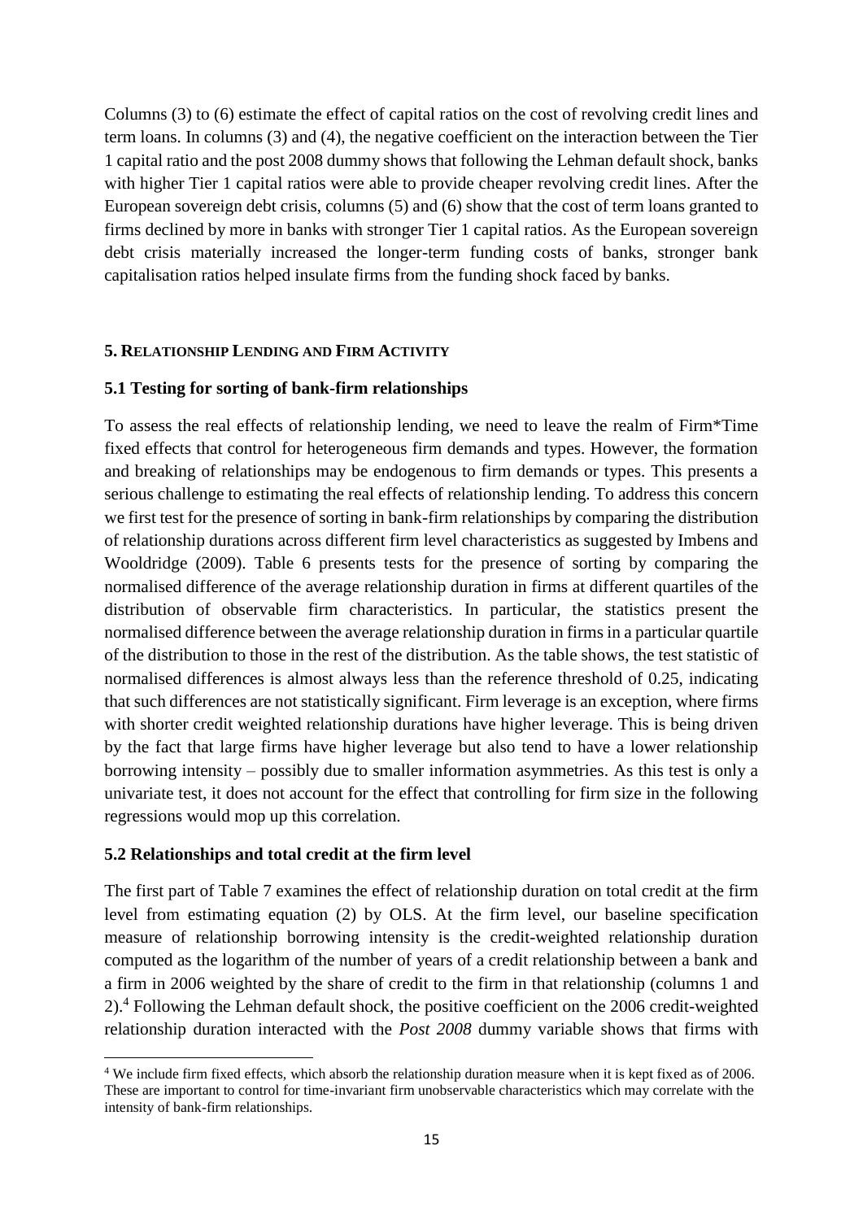Columns (3) to (6) estimate the effect of capital ratios on the cost of revolving credit lines and term loans. In columns (3) and (4), the negative coefficient on the interaction between the Tier 1 capital ratio and the post 2008 dummy shows that following the Lehman default shock, banks with higher Tier 1 capital ratios were able to provide cheaper revolving credit lines. After the European sovereign debt crisis, columns (5) and (6) show that the cost of term loans granted to firms declined by more in banks with stronger Tier 1 capital ratios. As the European sovereign debt crisis materially increased the longer-term funding costs of banks, stronger bank capitalisation ratios helped insulate firms from the funding shock faced by banks.

## 5. Relationship Lending and Firm Activity

### 5.1 Testing for sorting of bank-firm relationships

To assess the real effects of relationship lending, we need to leave the realm of Firm*Time fixed effects that control for heterogeneous firm demands and types. However, the formation and breaking of relationships may be endogenous to firm demands or types. This presents a serious challenge to estimating the real effects of relationship lending. To address this concern we first test for the presence of sorting in bank-firm relationships by comparing the distribution of relationship durations across different firm level characteristics as suggested by Imbens and Wooldridge (2009). Table 6 presents tests for the presence of sorting by comparing the normalised difference of the average relationship duration in firms at different quartiles of the distribution of observable firm characteristics. In particular, the statistics present the normalised difference between the average relationship duration in firms in a particular quartile of the distribution to those in the rest of the distribution. As the table shows, the test statistic of normalised differences is almost always less than the reference threshold of 0.25, indicating that such differences are not statistically significant. Firm leverage is an exception, where firms with shorter credit weighted relationship durations have higher leverage. This is being driven by the fact that large firms have higher leverage but also tend to have a lower relationship borrowing intensity – possibly due to smaller information asymmetries. As this test is only a univariate test, it does not account for the effect that controlling for firm size in the following regressions would mop up this correlation.

### 5.2 Relationships and total credit at the firm level

The first part of Table 7 examines the effect of relationship duration on total credit at the firm level from estimating equation (2) by OLS. At the firm level, our baseline specification measure of relationship borrowing intensity is the credit-weighted relationship duration computed as the logarithm of the number of years of a credit relationship between a bank and a firm in 2006 weighted by the share of credit to the firm in that relationship (columns 1 and 2).[4] Following the Lehman default shock, the positive coefficient on the 2006 credit-weighted relationship duration interacted with the *Post 2008* dummy variable shows that firms with

[4] We include firm fixed effects, which absorb the relationship duration measure when it is kept fixed as of 2006. These are important to control for time-invariant firm unobservable characteristics which may correlate with the intensity of bank-firm relationships.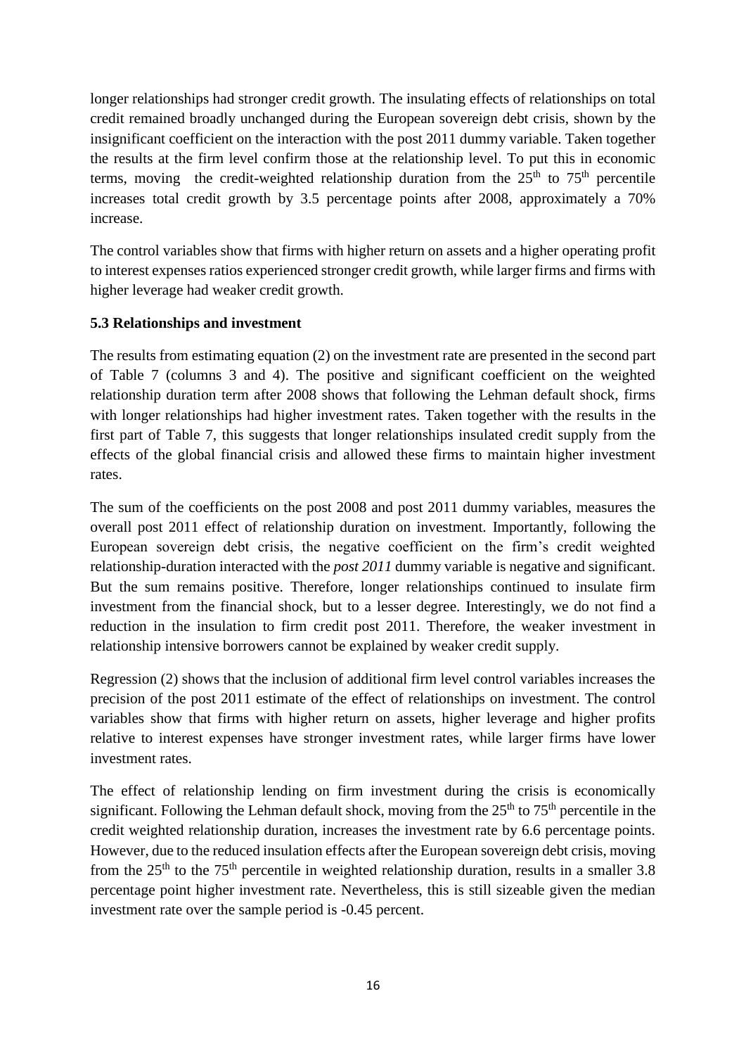longer relationships had stronger credit growth. The insulating effects of relationships on total credit remained broadly unchanged during the European sovereign debt crisis, shown by the insignificant coefficient on the interaction with the post 2011 dummy variable. Taken together the results at the firm level confirm those at the relationship level. To put this in economic terms, moving the credit-weighted relationship duration from the $25^{th}$ to $75^{th}$ percentile increases total credit growth by 3.5 percentage points after 2008, approximately a 70% increase.

The control variables show that firms with higher return on assets and a higher operating profit to interest expenses ratios experienced stronger credit growth, while larger firms and firms with higher leverage had weaker credit growth.

### 5.3 Relationships and investment

The results from estimating equation (2) on the investment rate are presented in the second part of Table 7 (columns 3 and 4). The positive and significant coefficient on the weighted relationship duration term after 2008 shows that following the Lehman default shock, firms with longer relationships had higher investment rates. Taken together with the results in the first part of Table 7, this suggests that longer relationships insulated credit supply from the effects of the global financial crisis and allowed these firms to maintain higher investment rates.

The sum of the coefficients on the post 2008 and post 2011 dummy variables, measures the overall post 2011 effect of relationship duration on investment. Importantly, following the European sovereign debt crisis, the negative coefficient on the firm's credit weighted relationship-duration interacted with the *post 2011* dummy variable is negative and significant. But the sum remains positive. Therefore, longer relationships continued to insulate firm investment from the financial shock, but to a lesser degree. Interestingly, we do not find a reduction in the insulation to firm credit post 2011. Therefore, the weaker investment in relationship intensive borrowers cannot be explained by weaker credit supply.

Regression (2) shows that the inclusion of additional firm level control variables increases the precision of the post 2011 estimate of the effect of relationships on investment. The control variables show that firms with higher return on assets, higher leverage and higher profits relative to interest expenses have stronger investment rates, while larger firms have lower investment rates.

The effect of relationship lending on firm investment during the crisis is economically significant. Following the Lehman default shock, moving from the $25^{th}$ to $75^{th}$ percentile in the credit weighted relationship duration, increases the investment rate by 6.6 percentage points. However, due to the reduced insulation effects after the European sovereign debt crisis, moving from the $25^{th}$ to the $75^{th}$ percentile in weighted relationship duration, results in a smaller 3.8 percentage point higher investment rate. Nevertheless, this is still sizeable given the median investment rate over the sample period is -0.45 percent.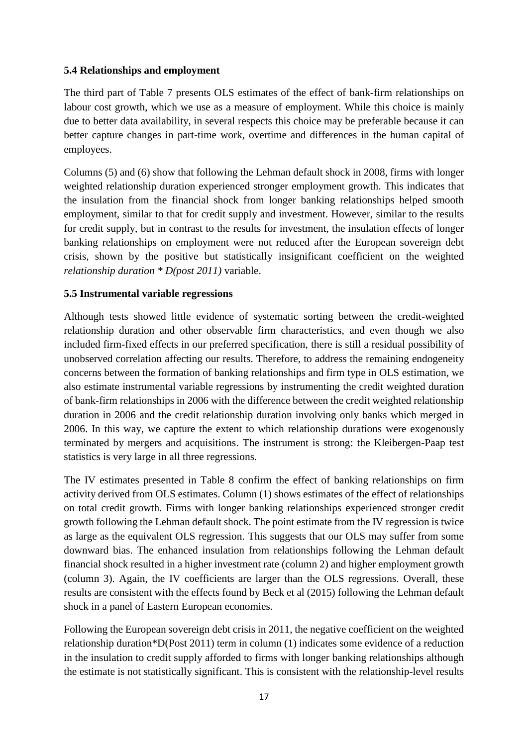### 5.4 Relationships and employment

The third part of Table 7 presents OLS estimates of the effect of bank-firm relationships on labour cost growth, which we use as a measure of employment. While this choice is mainly due to better data availability, in several respects this choice may be preferable because it can better capture changes in part-time work, overtime and differences in the human capital of employees.

Columns (5) and (6) show that following the Lehman default shock in 2008, firms with longer weighted relationship duration experienced stronger employment growth. This indicates that the insulation from the financial shock from longer banking relationships helped smooth employment, similar to that for credit supply and investment. However, similar to the results for credit supply, but in contrast to the results for investment, the insulation effects of longer banking relationships on employment were not reduced after the European sovereign debt crisis, shown by the positive but statistically insignificant coefficient on the weighted *relationship duration * D(post 2011)* variable.

### 5.5 Instrumental variable regressions

Although tests showed little evidence of systematic sorting between the credit-weighted relationship duration and other observable firm characteristics, and even though we also included firm-fixed effects in our preferred specification, there is still a residual possibility of unobserved correlation affecting our results. Therefore, to address the remaining endogeneity concerns between the formation of banking relationships and firm type in OLS estimation, we also estimate instrumental variable regressions by instrumenting the credit weighted duration of bank-firm relationships in 2006 with the difference between the credit weighted relationship duration in 2006 and the credit relationship duration involving only banks which merged in 2006. In this way, we capture the extent to which relationship durations were exogenously terminated by mergers and acquisitions. The instrument is strong: the Kleibergen-Paap test statistics is very large in all three regressions.

The IV estimates presented in Table 8 confirm the effect of banking relationships on firm activity derived from OLS estimates. Column (1) shows estimates of the effect of relationships on total credit growth. Firms with longer banking relationships experienced stronger credit growth following the Lehman default shock. The point estimate from the IV regression is twice as large as the equivalent OLS regression. This suggests that our OLS may suffer from some downward bias. The enhanced insulation from relationships following the Lehman default financial shock resulted in a higher investment rate (column 2) and higher employment growth (column 3). Again, the IV coefficients are larger than the OLS regressions. Overall, these results are consistent with the effects found by Beck et al (2015) following the Lehman default shock in a panel of Eastern European economies.

Following the European sovereign debt crisis in 2011, the negative coefficient on the weighted relationship duration*D(Post 2011) term in column (1) indicates some evidence of a reduction in the insulation to credit supply afforded to firms with longer banking relationships although the estimate is not statistically significant. This is consistent with the relationship-level results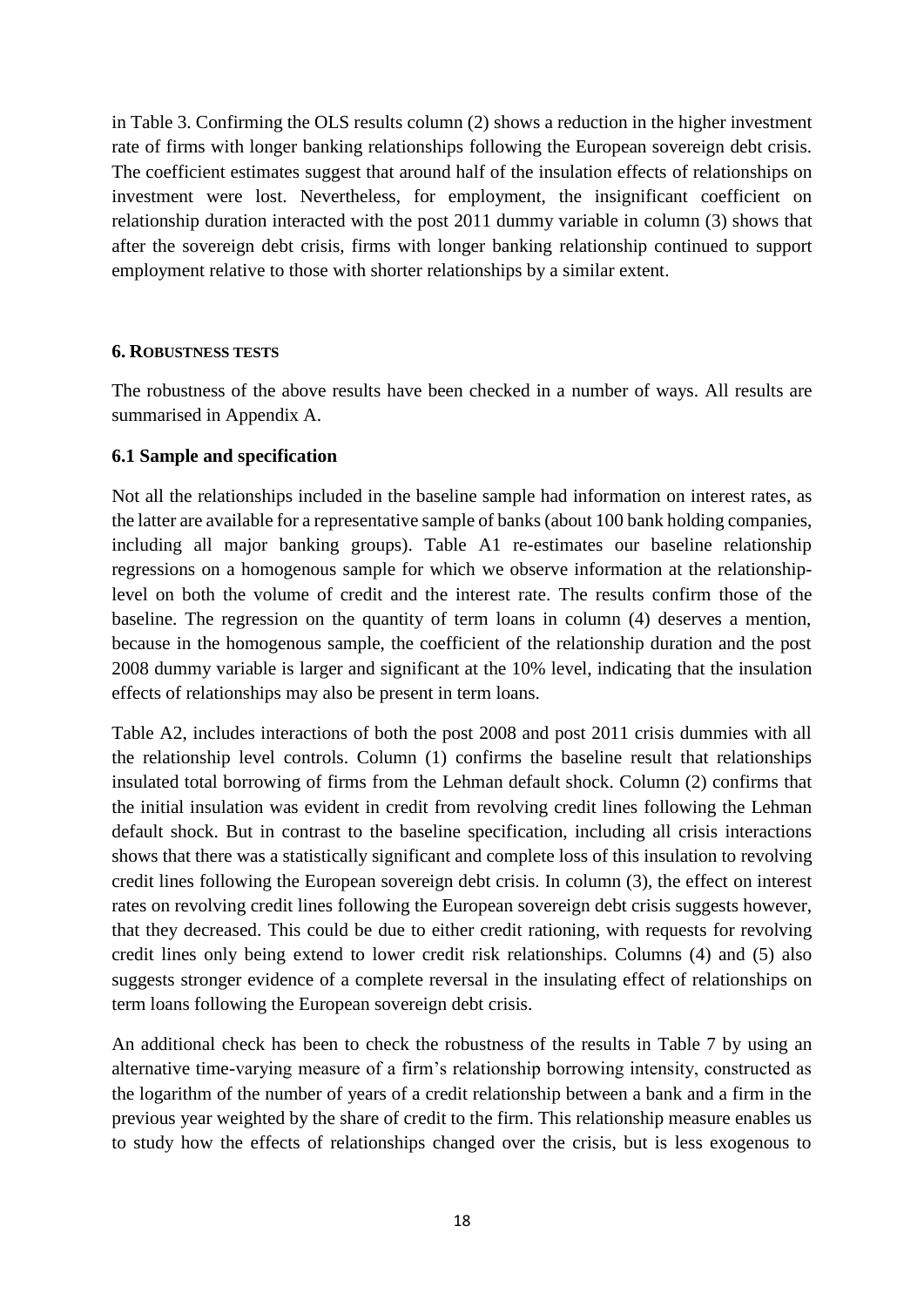in Table 3. Confirming the OLS results column (2) shows a reduction in the higher investment rate of firms with longer banking relationships following the European sovereign debt crisis. The coefficient estimates suggest that around half of the insulation effects of relationships on investment were lost. Nevertheless, for employment, the insignificant coefficient on relationship duration interacted with the post 2011 dummy variable in column (3) shows that after the sovereign debt crisis, firms with longer banking relationship continued to support employment relative to those with shorter relationships by a similar extent.

## 6. ROBUSTNESS TESTS

The robustness of the above results have been checked in a number of ways. All results are summarised in Appendix A.

### 6.1 Sample and specification

Not all the relationships included in the baseline sample had information on interest rates, as the latter are available for a representative sample of banks (about 100 bank holding companies, including all major banking groups). Table A1 re-estimates our baseline relationship regressions on a homogenous sample for which we observe information at the relationship-level on both the volume of credit and the interest rate. The results confirm those of the baseline. The regression on the quantity of term loans in column (4) deserves a mention, because in the homogenous sample, the coefficient of the relationship duration and the post 2008 dummy variable is larger and significant at the 10% level, indicating that the insulation effects of relationships may also be present in term loans.

Table A2, includes interactions of both the post 2008 and post 2011 crisis dummies with all the relationship level controls. Column (1) confirms the baseline result that relationships insulated total borrowing of firms from the Lehman default shock. Column (2) confirms that the initial insulation was evident in credit from revolving credit lines following the Lehman default shock. But in contrast to the baseline specification, including all crisis interactions shows that there was a statistically significant and complete loss of this insulation to revolving credit lines following the European sovereign debt crisis. In column (3), the effect on interest rates on revolving credit lines following the European sovereign debt crisis suggests however, that they decreased. This could be due to either credit rationing, with requests for revolving credit lines only being extend to lower credit risk relationships. Columns (4) and (5) also suggests stronger evidence of a complete reversal in the insulating effect of relationships on term loans following the European sovereign debt crisis.

An additional check has been to check the robustness of the results in Table 7 by using an alternative time-varying measure of a firm's relationship borrowing intensity, constructed as the logarithm of the number of years of a credit relationship between a bank and a firm in the previous year weighted by the share of credit to the firm. This relationship measure enables us to study how the effects of relationships changed over the crisis, but is less exogenous to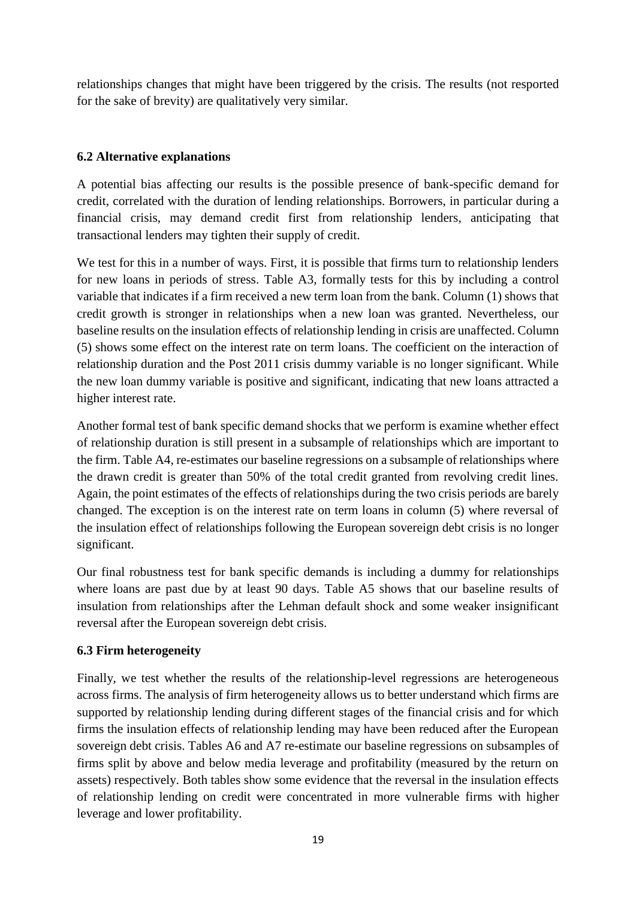relationships changes that might have been triggered by the crisis. The results (not resported for the sake of brevity) are qualitatively very similar.

### 6.2 Alternative explanations

A potential bias affecting our results is the possible presence of bank-specific demand for credit, correlated with the duration of lending relationships. Borrowers, in particular during a financial crisis, may demand credit first from relationship lenders, anticipating that transactional lenders may tighten their supply of credit.

We test for this in a number of ways. First, it is possible that firms turn to relationship lenders for new loans in periods of stress. Table A3, formally tests for this by including a control variable that indicates if a firm received a new term loan from the bank. Column (1) shows that credit growth is stronger in relationships when a new loan was granted. Nevertheless, our baseline results on the insulation effects of relationship lending in crisis are unaffected. Column (5) shows some effect on the interest rate on term loans. The coefficient on the interaction of relationship duration and the Post 2011 crisis dummy variable is no longer significant. While the new loan dummy variable is positive and significant, indicating that new loans attracted a higher interest rate.

Another formal test of bank specific demand shocks that we perform is examine whether effect of relationship duration is still present in a subsample of relationships which are important to the firm. Table A4, re-estimates our baseline regressions on a subsample of relationships where the drawn credit is greater than 50% of the total credit granted from revolving credit lines. Again, the point estimates of the effects of relationships during the two crisis periods are barely changed. The exception is on the interest rate on term loans in column (5) where reversal of the insulation effect of relationships following the European sovereign debt crisis is no longer significant.

Our final robustness test for bank specific demands is including a dummy for relationships where loans are past due by at least 90 days. Table A5 shows that our baseline results of insulation from relationships after the Lehman default shock and some weaker insignificant reversal after the European sovereign debt crisis.

### 6.3 Firm heterogeneity

Finally, we test whether the results of the relationship-level regressions are heterogeneous across firms. The analysis of firm heterogeneity allows us to better understand which firms are supported by relationship lending during different stages of the financial crisis and for which firms the insulation effects of relationship lending may have been reduced after the European sovereign debt crisis. Tables A6 and A7 re-estimate our baseline regressions on subsamples of firms split by above and below media leverage and profitability (measured by the return on assets) respectively. Both tables show some evidence that the reversal in the insulation effects of relationship lending on credit were concentrated in more vulnerable firms with higher leverage and lower profitability.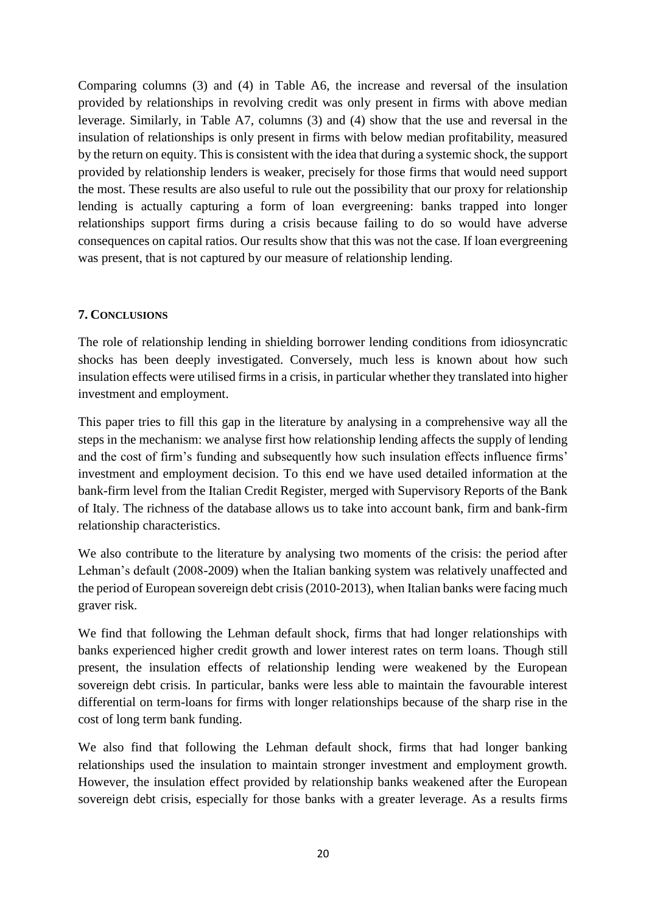Comparing columns (3) and (4) in Table A6, the increase and reversal of the insulation provided by relationships in revolving credit was only present in firms with above median leverage. Similarly, in Table A7, columns (3) and (4) show that the use and reversal in the insulation of relationships is only present in firms with below median profitability, measured by the return on equity. This is consistent with the idea that during a systemic shock, the support provided by relationship lenders is weaker, precisely for those firms that would need support the most. These results are also useful to rule out the possibility that our proxy for relationship lending is actually capturing a form of loan evergreening: banks trapped into longer relationships support firms during a crisis because failing to do so would have adverse consequences on capital ratios. Our results show that this was not the case. If loan evergreening was present, that is not captured by our measure of relationship lending.

## 7. CONCLUSIONS

The role of relationship lending in shielding borrower lending conditions from idiosyncratic shocks has been deeply investigated. Conversely, much less is known about how such insulation effects were utilised firms in a crisis, in particular whether they translated into higher investment and employment.

This paper tries to fill this gap in the literature by analysing in a comprehensive way all the steps in the mechanism: we analyse first how relationship lending affects the supply of lending and the cost of firm's funding and subsequently how such insulation effects influence firms' investment and employment decision. To this end we have used detailed information at the bank-firm level from the Italian Credit Register, merged with Supervisory Reports of the Bank of Italy. The richness of the database allows us to take into account bank, firm and bank-firm relationship characteristics.

We also contribute to the literature by analysing two moments of the crisis: the period after Lehman's default (2008-2009) when the Italian banking system was relatively unaffected and the period of European sovereign debt crisis (2010-2013), when Italian banks were facing much graver risk.

We find that following the Lehman default shock, firms that had longer relationships with banks experienced higher credit growth and lower interest rates on term loans. Though still present, the insulation effects of relationship lending were weakened by the European sovereign debt crisis. In particular, banks were less able to maintain the favourable interest differential on term-loans for firms with longer relationships because of the sharp rise in the cost of long term bank funding.

We also find that following the Lehman default shock, firms that had longer banking relationships used the insulation to maintain stronger investment and employment growth. However, the insulation effect provided by relationship banks weakened after the European sovereign debt crisis, especially for those banks with a greater leverage. As a results firms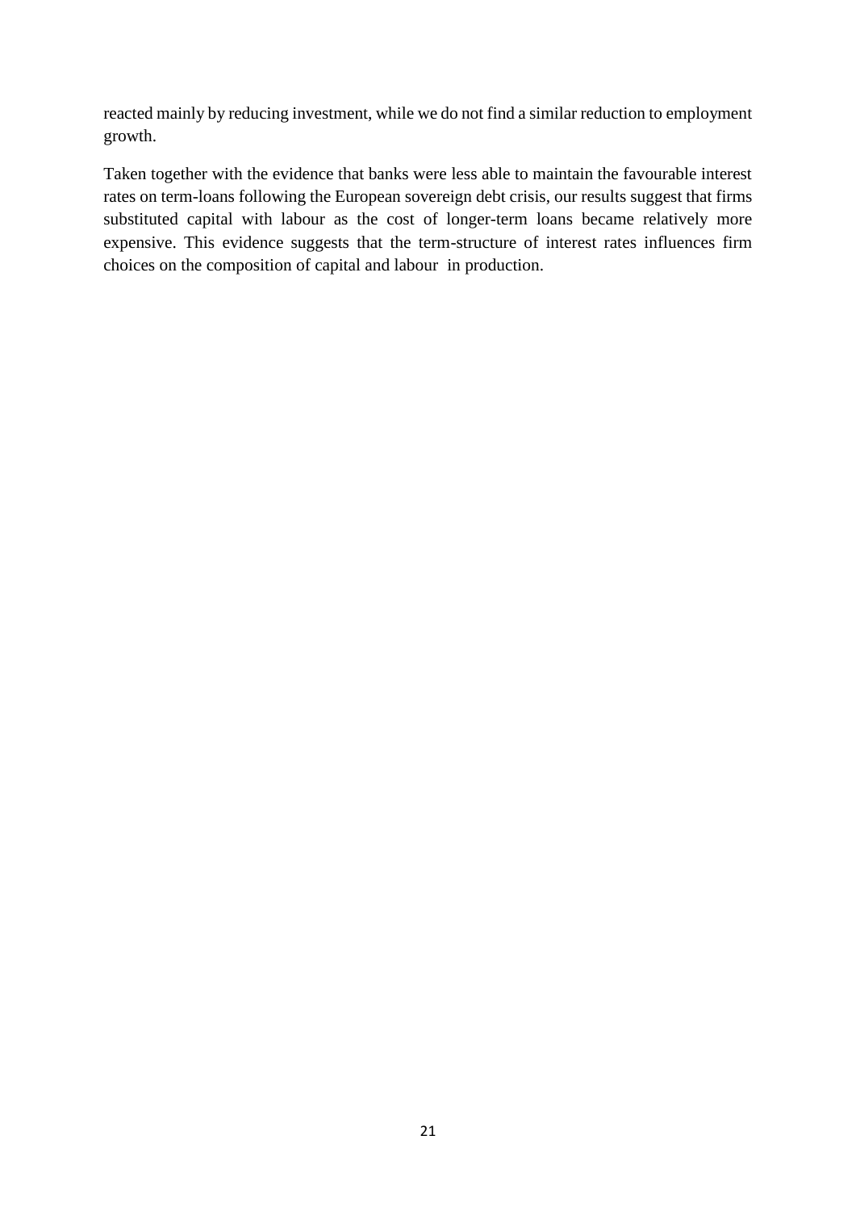reacted mainly by reducing investment, while we do not find a similar reduction to employment growth.

Taken together with the evidence that banks were less able to maintain the favourable interest rates on term-loans following the European sovereign debt crisis, our results suggest that firms substituted capital with labour as the cost of longer-term loans became relatively more expensive. This evidence suggests that the term-structure of interest rates influences firm choices on the composition of capital and labour in production.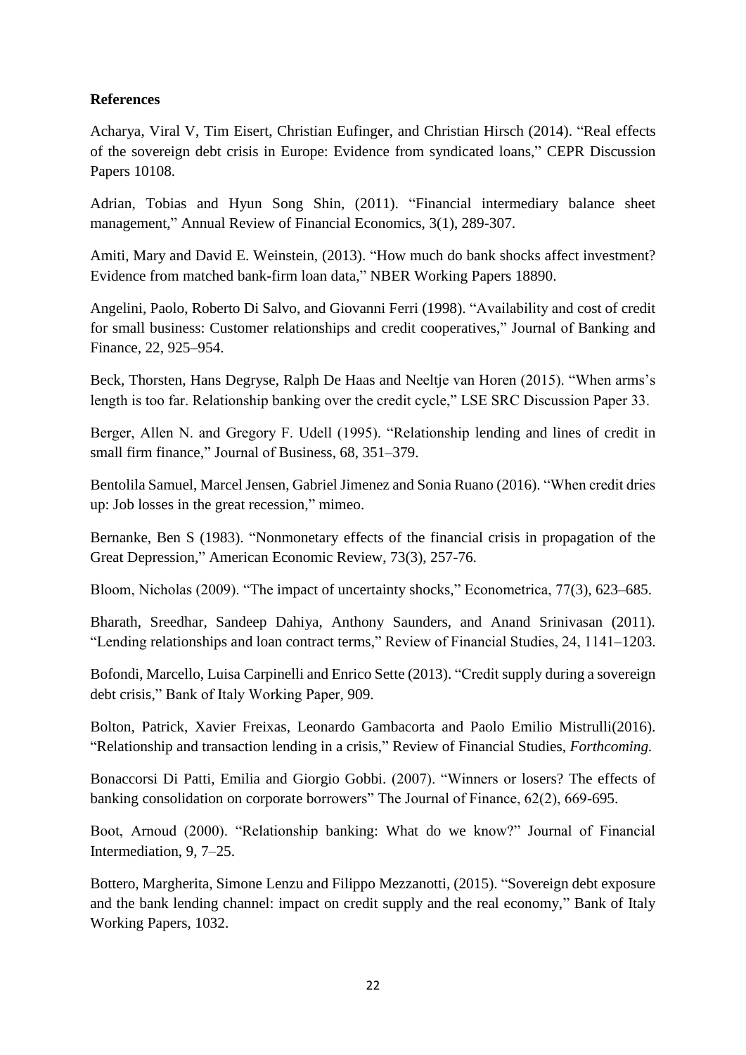**References**

Acharya, Viral V, Tim Eisert, Christian Eufinger, and Christian Hirsch (2014). "Real effects of the sovereign debt crisis in Europe: Evidence from syndicated loans," CEPR Discussion Papers 10108.

Adrian, Tobias and Hyun Song Shin, (2011). "Financial intermediary balance sheet management," Annual Review of Financial Economics, 3(1), 289-307.

Amiti, Mary and David E. Weinstein, (2013). "How much do bank shocks affect investment? Evidence from matched bank-firm loan data," NBER Working Papers 18890.

Angelini, Paolo, Roberto Di Salvo, and Giovanni Ferri (1998). "Availability and cost of credit for small business: Customer relationships and credit cooperatives," Journal of Banking and Finance, 22, 925–954.

Beck, Thorsten, Hans Degryse, Ralph De Haas and Neeltje van Horen (2015). "When arms's length is too far. Relationship banking over the credit cycle," LSE SRC Discussion Paper 33.

Berger, Allen N. and Gregory F. Udell (1995). "Relationship lending and lines of credit in small firm finance," Journal of Business, 68, 351–379.

Bentolila Samuel, Marcel Jensen, Gabriel Jimenez and Sonia Ruano (2016). "When credit dries up: Job losses in the great recession," mimeo.

Bernanke, Ben S (1983). "Nonmonetary effects of the financial crisis in propagation of the Great Depression," American Economic Review, 73(3), 257-76.

Bloom, Nicholas (2009). "The impact of uncertainty shocks," Econometrica, 77(3), 623–685.

Bharath, Sreedhar, Sandeep Dahiya, Anthony Saunders, and Anand Srinivasan (2011). "Lending relationships and loan contract terms," Review of Financial Studies, 24, 1141–1203.

Bofondi, Marcello, Luisa Carpinelli and Enrico Sette (2013). "Credit supply during a sovereign debt crisis," Bank of Italy Working Paper, 909.

Bolton, Patrick, Xavier Freixas, Leonardo Gambacorta and Paolo Emilio Mistrulli(2016). "Relationship and transaction lending in a crisis," Review of Financial Studies, *Forthcoming.*

Bonaccorsi Di Patti, Emilia and Giorgio Gobbi. (2007). "Winners or losers? The effects of banking consolidation on corporate borrowers" The Journal of Finance, 62(2), 669-695.

Boot, Arnoud (2000). "Relationship banking: What do we know?" Journal of Financial Intermediation, 9, 7–25.

Bottero, Margherita, Simone Lenzu and Filippo Mezzanotti, (2015). "Sovereign debt exposure and the bank lending channel: impact on credit supply and the real economy," Bank of Italy Working Papers, 1032.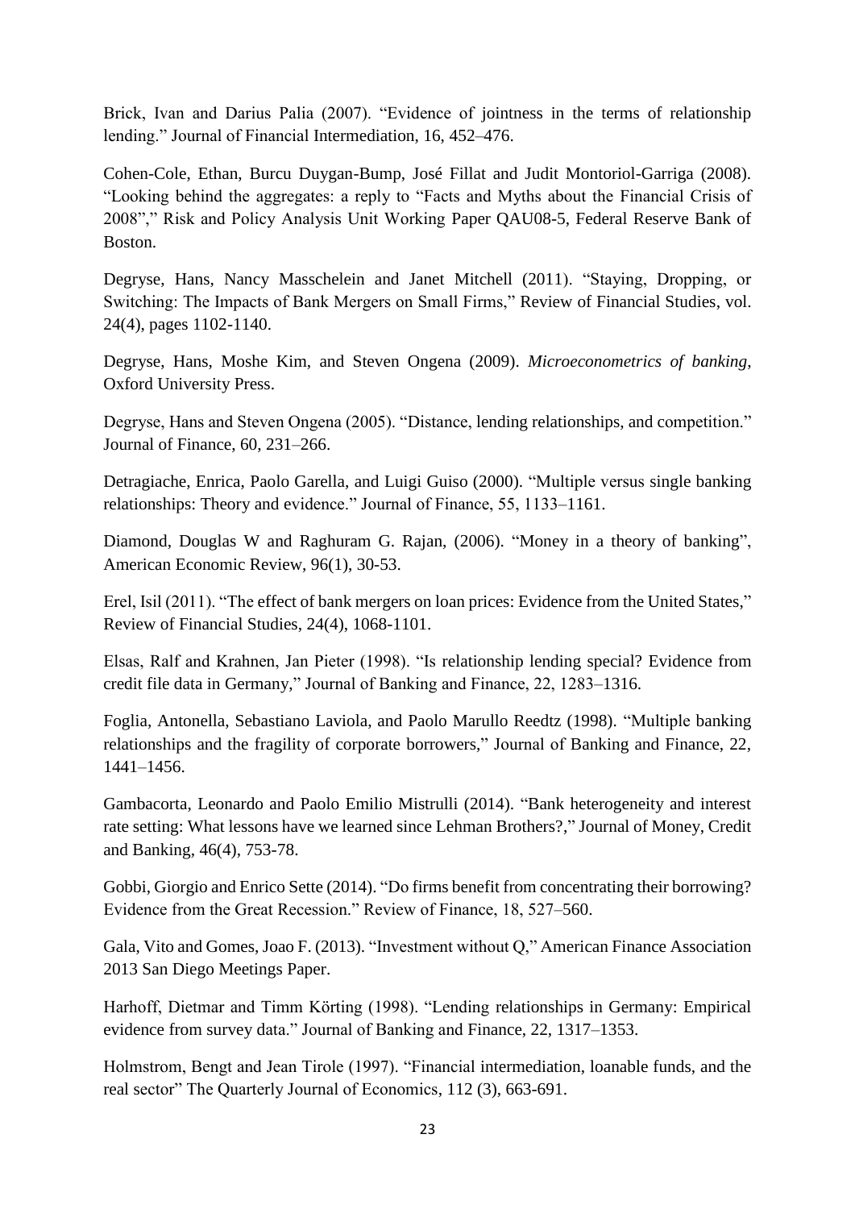Brick, Ivan and Darius Palia (2007). "Evidence of jointness in the terms of relationship lending." Journal of Financial Intermediation, 16, 452–476.

Cohen-Cole, Ethan, Burcu Duygan-Bump, José Fillat and Judit Montoriol-Garriga (2008). "Looking behind the aggregates: a reply to "Facts and Myths about the Financial Crisis of 2008"," Risk and Policy Analysis Unit Working Paper QAU08-5, Federal Reserve Bank of Boston.

Degryse, Hans, Nancy Masschelein and Janet Mitchell (2011). "Staying, Dropping, or Switching: The Impacts of Bank Mergers on Small Firms," Review of Financial Studies, vol. 24(4), pages 1102-1140.

Degryse, Hans, Moshe Kim, and Steven Ongena (2009). *Microeconometrics of banking*, Oxford University Press.

Degryse, Hans and Steven Ongena (2005). "Distance, lending relationships, and competition." Journal of Finance, 60, 231–266.

Detragiache, Enrica, Paolo Garella, and Luigi Guiso (2000). "Multiple versus single banking relationships: Theory and evidence." Journal of Finance, 55, 1133–1161.

Diamond, Douglas W and Raghuram G. Rajan, (2006). "Money in a theory of banking", American Economic Review, 96(1), 30-53.

Erel, Isil (2011). "The effect of bank mergers on loan prices: Evidence from the United States," Review of Financial Studies, 24(4), 1068-1101.

Elsas, Ralf and Krahnen, Jan Pieter (1998). "Is relationship lending special? Evidence from credit file data in Germany," Journal of Banking and Finance, 22, 1283–1316.

Foglia, Antonella, Sebastiano Laviola, and Paolo Marullo Reedtz (1998). "Multiple banking relationships and the fragility of corporate borrowers," Journal of Banking and Finance, 22, 1441–1456.

Gambacorta, Leonardo and Paolo Emilio Mistrulli (2014). "Bank heterogeneity and interest rate setting: What lessons have we learned since Lehman Brothers?," Journal of Money, Credit and Banking, 46(4), 753-78.

Gobbi, Giorgio and Enrico Sette (2014). "Do firms benefit from concentrating their borrowing? Evidence from the Great Recession." Review of Finance, 18, 527–560.

Gala, Vito and Gomes, Joao F. (2013). "Investment without Q," American Finance Association 2013 San Diego Meetings Paper.

Harhoff, Dietmar and Timm Körting (1998). "Lending relationships in Germany: Empirical evidence from survey data." Journal of Banking and Finance, 22, 1317–1353.

Holmstrom, Bengt and Jean Tirole (1997). "Financial intermediation, loanable funds, and the real sector" The Quarterly Journal of Economics, 112 (3), 663-691.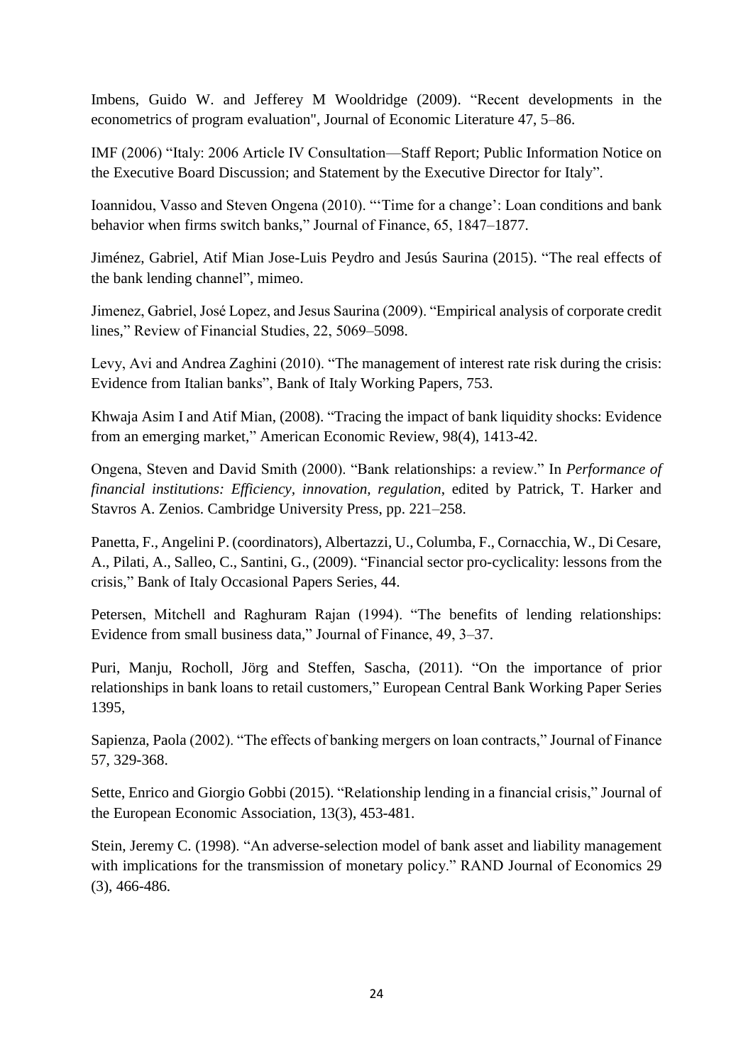Imbens, Guido W. and Jefferey M Wooldridge (2009). “Recent developments in the econometrics of program evaluation", Journal of Economic Literature 47, 5–86.

IMF (2006) “Italy: 2006 Article IV Consultation—Staff Report; Public Information Notice on the Executive Board Discussion; and Statement by the Executive Director for Italy”.

Ioannidou, Vasso and Steven Ongena (2010). “‘Time for a change’: Loan conditions and bank behavior when firms switch banks,” Journal of Finance, 65, 1847–1877.

Jiménez, Gabriel, Atif Mian Jose-Luis Peydro and Jesús Saurina (2015). “The real effects of the bank lending channel”, mimeo.

Jimenez, Gabriel, José Lopez, and Jesus Saurina (2009). “Empirical analysis of corporate credit lines,” Review of Financial Studies, 22, 5069–5098.

Levy, Avi and Andrea Zaghini (2010). “The management of interest rate risk during the crisis: Evidence from Italian banks”, Bank of Italy Working Papers, 753.

Khwaja Asim I and Atif Mian, (2008). “Tracing the impact of bank liquidity shocks: Evidence from an emerging market,” American Economic Review, 98(4), 1413-42.

Ongena, Steven and David Smith (2000). “Bank relationships: a review.” In *Performance of financial institutions: Efficiency, innovation, regulation*, edited by Patrick, T. Harker and Stavros A. Zenios. Cambridge University Press, pp. 221–258.

Panetta, F., Angelini P. (coordinators), Albertazzi, U., Columba, F., Cornacchia, W., Di Cesare, A., Pilati, A., Salleo, C., Santini, G., (2009). “Financial sector pro-cyclicality: lessons from the crisis,” Bank of Italy Occasional Papers Series, 44.

Petersen, Mitchell and Raghuram Rajan (1994). “The benefits of lending relationships: Evidence from small business data,” Journal of Finance, 49, 3–37.

Puri, Manju, Rocholl, Jörg and Steffen, Sascha, (2011). “On the importance of prior relationships in bank loans to retail customers,” European Central Bank Working Paper Series 1395,

Sapienza, Paola (2002). “The effects of banking mergers on loan contracts,” Journal of Finance 57, 329-368.

Sette, Enrico and Giorgio Gobbi (2015). “Relationship lending in a financial crisis,” Journal of the European Economic Association, 13(3), 453-481.

Stein, Jeremy C. (1998). “An adverse-selection model of bank asset and liability management with implications for the transmission of monetary policy.” RAND Journal of Economics 29 (3), 466-486.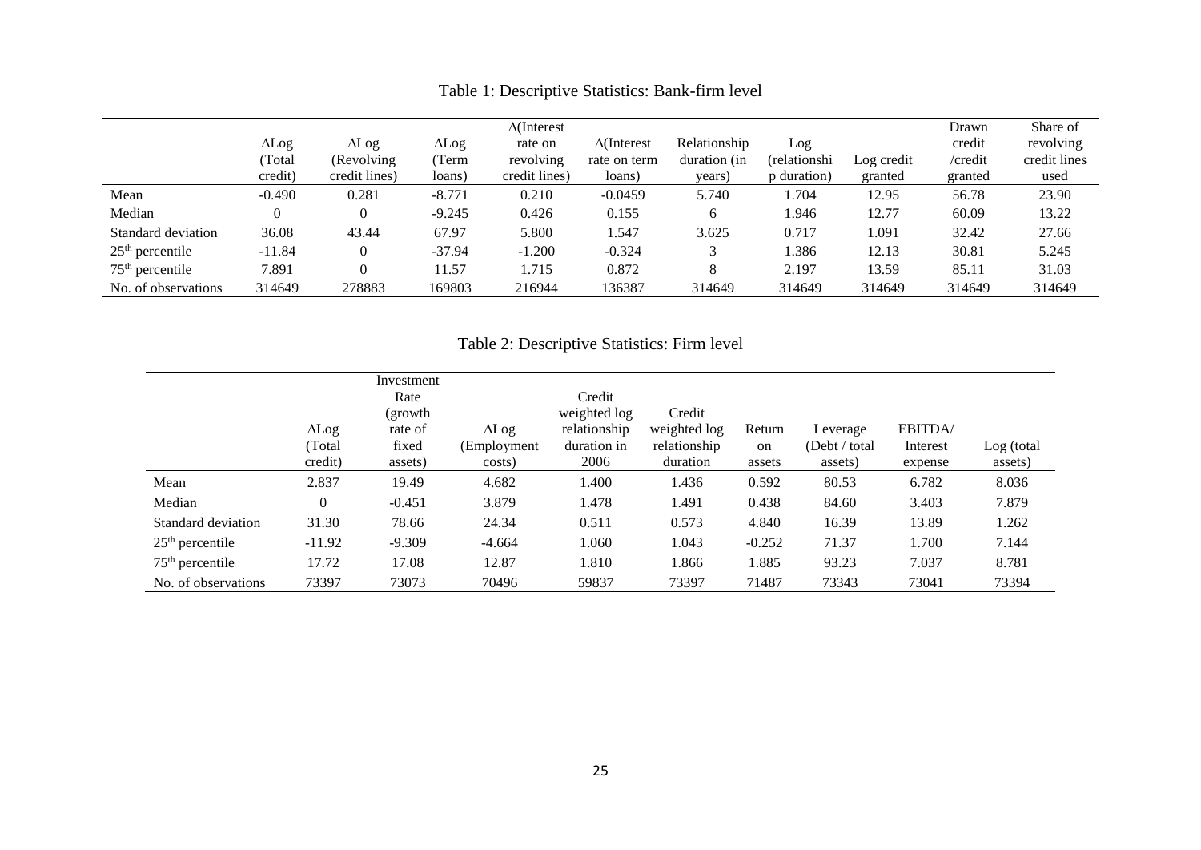Table 1: Descriptive Statistics: Bank-firm level

| | ΔLog (Total credit) | ΔLog (Revolving credit lines) | ΔLog (Term loans) | Δ(Interest rate on revolving credit lines) | Δ(Interest rate on term loans) | Relationship duration (in years) | Log (relationship duration) | Log credit granted | Drawn credit /credit granted | Share of revolving credit lines used |
|---|---|---|---|---|---|---|---|---|---|---|
| Mean | -0.490 | 0.281 | -8.771 | 0.210 | -0.0459 | 5.740 | 1.704 | 12.95 | 56.78 | 23.90 |
| Median | 0 | 0 | -9.245 | 0.426 | 0.155 | 6 | 1.946 | 12.77 | 60.09 | 13.22 |
| Standard deviation | 36.08 | 43.44 | 67.97 | 5.800 | 1.547 | 3.625 | 0.717 | 1.091 | 32.42 | 27.66 |
| 25th percentile | -11.84 | 0 | -37.94 | -1.200 | -0.324 | 3 | 1.386 | 12.13 | 30.81 | 5.245 |
| 75th percentile | 7.891 | 0 | 11.57 | 1.715 | 0.872 | 8 | 2.197 | 13.59 | 85.11 | 31.03 |
| No. of observations | 314649 | 278883 | 169803 | 216944 | 136387 | 314649 | 314649 | 314649 | 314649 | 314649 |

Table 2: Descriptive Statistics: Firm level

| | ΔLog (Total credit) | Investment Rate (growth rate of fixed assets) | ΔLog (Employment costs) | Credit weighted log relationship duration in 2006 | Credit weighted log relationship duration | Return on assets | Leverage (Debt / total assets) | EBITDA/ Interest expense | Log (total assets) |
|---|---|---|---|---|---|---|---|---|---|
| Mean | 2.837 | 19.49 | 4.682 | 1.400 | 1.436 | 0.592 | 80.53 | 6.782 | 8.036 |
| Median | 0 | -0.451 | 3.879 | 1.478 | 1.491 | 0.438 | 84.60 | 3.403 | 7.879 |
| Standard deviation | 31.30 | 78.66 | 24.34 | 0.511 | 0.573 | 4.840 | 16.39 | 13.89 | 1.262 |
| 25th percentile | -11.92 | -9.309 | -4.664 | 1.060 | 1.043 | -0.252 | 71.37 | 1.700 | 7.144 |
| 75th percentile | 17.72 | 17.08 | 12.87 | 1.810 | 1.866 | 1.885 | 93.23 | 7.037 | 8.781 |
| No. of observations | 73397 | 73073 | 70496 | 59837 | 73397 | 71487 | 73343 | 73041 | 73394 |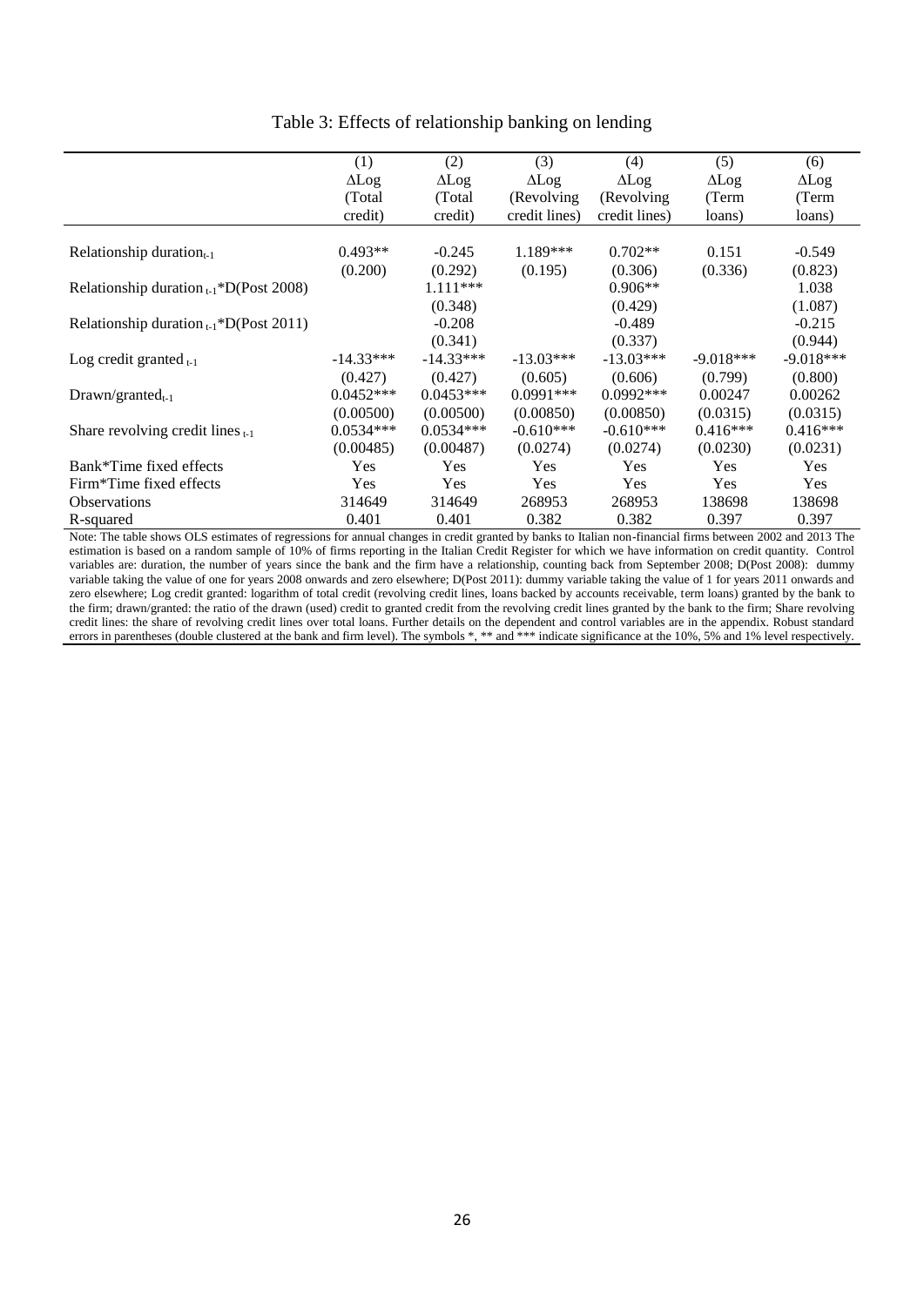Table 3: Effects of relationship banking on lending

| | (1) | (2) | (3) | (4) | (5) | (6) |
|---|---|---|---|---|---|---|
| | ΔLog (Total credit) | ΔLog (Total credit) | ΔLog (Revolving credit lines) | ΔLog (Revolving credit lines) | ΔLog (Term loans) | ΔLog (Term loans) |
| Relationship duration$_{t-1}$ | 0.493** | -0.245 | 1.189*** | 0.702** | 0.151 | -0.549 |
| | (0.200) | (0.292) | (0.195) | (0.306) | (0.336) | (0.823) |
| Relationship duration $_{t-1}$*D(Post 2008) | | 1.111*** | | 0.906** | | 1.038 |
| | | (0.348) | | (0.429) | | (1.087) |
| Relationship duration $_{t-1}$*D(Post 2011) | | -0.208 | | -0.489 | | -0.215 |
| | | (0.341) | | (0.337) | | (0.944) |
| Log credit granted $_{t-1}$ | -14.33*** | -14.33*** | -13.03*** | -13.03*** | -9.018*** | -9.018*** |
| | (0.427) | (0.427) | (0.605) | (0.606) | (0.799) | (0.800) |
| Drawn/granted$_{t-1}$ | 0.0452*** | 0.0453*** | 0.0991*** | 0.0992*** | 0.00247 | 0.00262 |
| | (0.00500) | (0.00500) | (0.00850) | (0.00850) | (0.0315) | (0.0315) |
| Share revolving credit lines $_{t-1}$ | 0.0534*** | 0.0534*** | -0.610*** | -0.610*** | 0.416*** | 0.416*** |
| | (0.00485) | (0.00487) | (0.0274) | (0.0274) | (0.0230) | (0.0231) |
| Bank*Time fixed effects | Yes | Yes | Yes | Yes | Yes | Yes |
| Firm*Time fixed effects | Yes | Yes | Yes | Yes | Yes | Yes |
| Observations | 314649 | 314649 | 268953 | 268953 | 138698 | 138698 |
| R-squared | 0.401 | 0.401 | 0.382 | 0.382 | 0.397 | 0.397 |

Note: The table shows OLS estimates of regressions for annual changes in credit granted by banks to Italian non-financial firms between 2002 and 2013 The estimation is based on a random sample of 10% of firms reporting in the Italian Credit Register for which we have information on credit quantity. Control variables are: duration, the number of years since the bank and the firm have a relationship, counting back from September 2008; D(Post 2008): dummy variable taking the value of one for years 2008 onwards and zero elsewhere; D(Post 2011): dummy variable taking the value of 1 for years 2011 onwards and zero elsewhere; Log credit granted: logarithm of total credit (revolving credit lines, loans backed by accounts receivable, term loans) granted by the bank to the firm; drawn/granted: the ratio of the drawn (used) credit to granted credit from the revolving credit lines granted by the bank to the firm; Share revolving credit lines: the share of revolving credit lines over total loans. Further details on the dependent and control variables are in the appendix. Robust standard errors in parentheses (double clustered at the bank and firm level). The symbols *, ** and *** indicate significance at the 10%, 5% and 1% level respectively.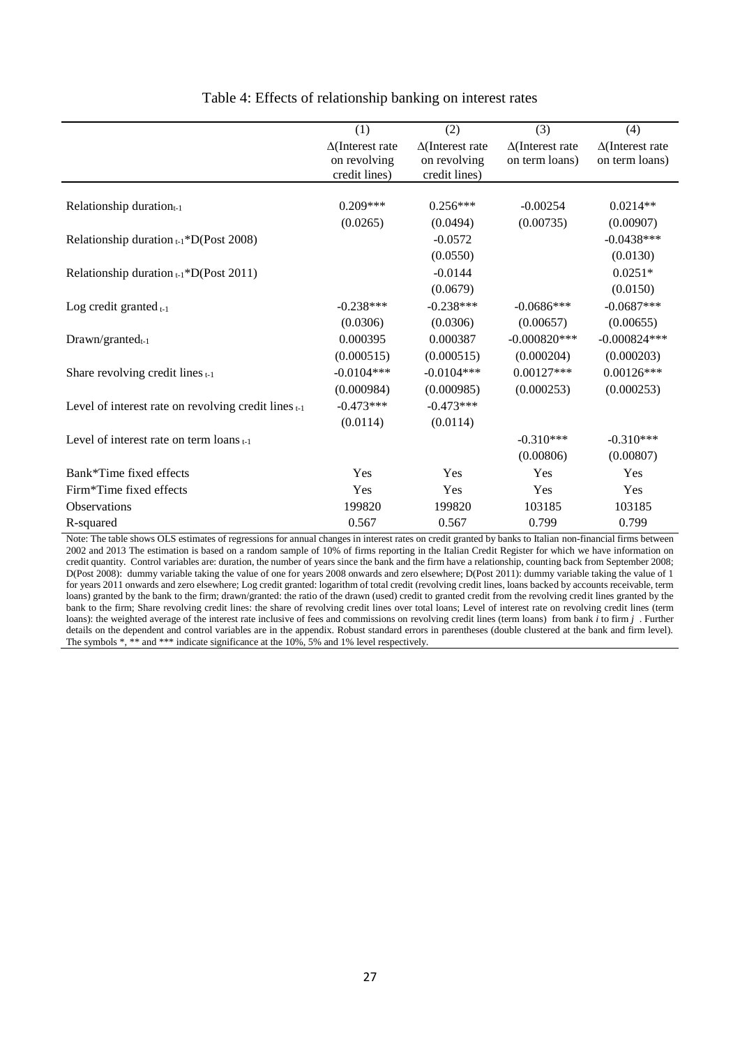# Table 4: Effects of relationship banking on interest rates

| | (1) | (2) | (3) | (4) |
|---|---|---|---|---|
| | Δ(Interest rate on revolving credit lines) | Δ(Interest rate on revolving credit lines) | Δ(Interest rate on term loans) | Δ(Interest rate on term loans) |
| Relationship duration$_{t-1}$ | 0.209*** | 0.256*** | -0.00254 | 0.0214** |
| | (0.0265) | (0.0494) | (0.00735) | (0.00907) |
| Relationship duration $_{t-1}$*D(Post 2008) | | -0.0572 | | -0.0438*** |
| | | (0.0550) | | (0.0130) |
| Relationship duration $_{t-1}$*D(Post 2011) | | -0.0144 | | 0.0251* |
| | | (0.0679) | | (0.0150) |
| Log credit granted $_{t-1}$ | -0.238*** | -0.238*** | -0.0686*** | -0.0687*** |
| | (0.0306) | (0.0306) | (0.00657) | (0.00655) |
| Drawn/granted$_{t-1}$ | 0.000395 | 0.000387 | -0.000820*** | -0.000824*** |
| | (0.000515) | (0.000515) | (0.000204) | (0.000203) |
| Share revolving credit lines $_{t-1}$ | -0.0104*** | -0.0104*** | 0.00127*** | 0.00126*** |
| | (0.000984) | (0.000985) | (0.000253) | (0.000253) |
| Level of interest rate on revolving credit lines $_{t-1}$ | -0.473*** | -0.473*** | | |
| | (0.0114) | (0.0114) | | |
| Level of interest rate on term loans $_{t-1}$ | | | -0.310*** | -0.310*** |
| | | | (0.00806) | (0.00807) |
| Bank*Time fixed effects | Yes | Yes | Yes | Yes |
| Firm*Time fixed effects | Yes | Yes | Yes | Yes |
| Observations | 199820 | 199820 | 103185 | 103185 |
| R-squared | 0.567 | 0.567 | 0.799 | 0.799 |

Note: The table shows OLS estimates of regressions for annual changes in interest rates on credit granted by banks to Italian non-financial firms between 2002 and 2013 The estimation is based on a random sample of 10% of firms reporting in the Italian Credit Register for which we have information on credit quantity. Control variables are: duration, the number of years since the bank and the firm have a relationship, counting back from September 2008; D(Post 2008): dummy variable taking the value of one for years 2008 onwards and zero elsewhere; D(Post 2011): dummy variable taking the value of 1 for years 2011 onwards and zero elsewhere; Log credit granted: logarithm of total credit (revolving credit lines, loans backed by accounts receivable, term loans) granted by the bank to the firm; drawn/granted: the ratio of the drawn (used) credit to granted credit from the revolving credit lines granted by the bank to the firm; Share revolving credit lines: the share of revolving credit lines over total loans; Level of interest rate on revolving credit lines (term loans): the weighted average of the interest rate inclusive of fees and commissions on revolving credit lines (term loans) from bank *i* to firm *j* . Further details on the dependent and control variables are in the appendix. Robust standard errors in parentheses (double clustered at the bank and firm level). The symbols *, ** and *** indicate significance at the 10%, 5% and 1% level respectively.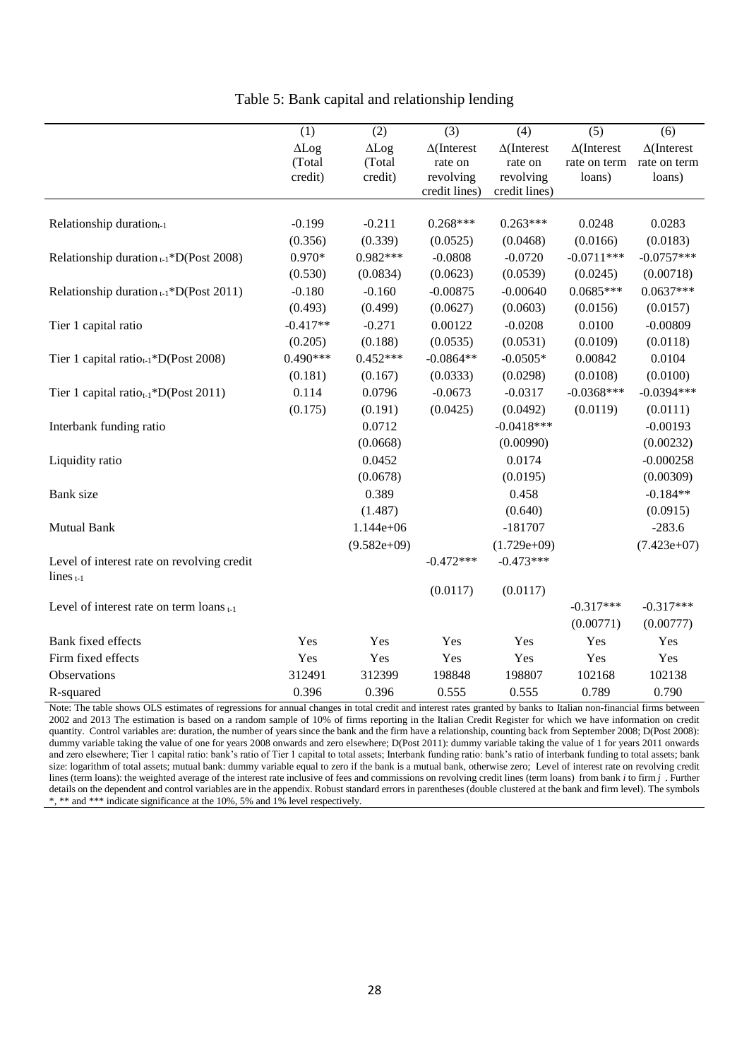Table 5: Bank capital and relationship lending

| | (1) | (2) | (3) | (4) | (5) | (6) |
|---|---|---|---|---|---|---|
| | ΔLog (Total credit) | ΔLog (Total credit) | Δ(Interest rate on revolving credit lines) | Δ(Interest rate on revolving credit lines) | Δ(Interest rate on term loans) | Δ(Interest rate on term loans) |
| Relationship duration$_{t-1}$ | -0.199 | -0.211 | 0.268*** | 0.263*** | 0.0248 | 0.0283 |
| | (0.356) | (0.339) | (0.0525) | (0.0468) | (0.0166) | (0.0183) |
| Relationship duration$_{t-1}$*D(Post 2008) | 0.970* | 0.982*** | -0.0808 | -0.0720 | -0.0711*** | -0.0757*** |
| | (0.530) | (0.0834) | (0.0623) | (0.0539) | (0.0245) | (0.00718) |
| Relationship duration$_{t-1}$*D(Post 2011) | -0.180 | -0.160 | -0.00875 | -0.00640 | 0.0685*** | 0.0637*** |
| | (0.493) | (0.499) | (0.0627) | (0.0603) | (0.0156) | (0.0157) |
| Tier 1 capital ratio | -0.417** | -0.271 | 0.00122 | -0.0208 | 0.0100 | -0.00809 |
| | (0.205) | (0.188) | (0.0535) | (0.0531) | (0.0109) | (0.0118) |
| Tier 1 capital ratio$_{t-1}$*D(Post 2008) | 0.490*** | 0.452*** | -0.0864** | -0.0505* | 0.00842 | 0.0104 |
| | (0.181) | (0.167) | (0.0333) | (0.0298) | (0.0108) | (0.0100) |
| Tier 1 capital ratio$_{t-1}$*D(Post 2011) | 0.114 | 0.0796 | -0.0673 | -0.0317 | -0.0368*** | -0.0394*** |
| | (0.175) | (0.191) | (0.0425) | (0.0492) | (0.0119) | (0.0111) |
| Interbank funding ratio | | 0.0712 | | -0.0418*** | | -0.00193 |
| | | (0.0668) | | (0.00990) | | (0.00232) |
| Liquidity ratio | | 0.0452 | | 0.0174 | | -0.000258 |
| | | (0.0678) | | (0.0195) | | (0.00309) |
| Bank size | | 0.389 | | 0.458 | | -0.184** |
| | | (1.487) | | (0.640) | | (0.0915) |
| Mutual Bank | | 1.144e+06 | | -181707 | | -283.6 |
| | | (9.582e+09) | | (1.729e+09) | | (7.423e+07) |
| Level of interest rate on revolving credit lines$_{t-1}$ | | | -0.472*** | -0.473*** | | |
| | | | (0.0117) | (0.0117) | | |
| Level of interest rate on term loans$_{t-1}$ | | | | | -0.317*** | -0.317*** |
| | | | | | (0.00771) | (0.00777) |
| Bank fixed effects | Yes | Yes | Yes | Yes | Yes | Yes |
| Firm fixed effects | Yes | Yes | Yes | Yes | Yes | Yes |
| Observations | 312491 | 312399 | 198848 | 198807 | 102168 | 102138 |
| R-squared | 0.396 | 0.396 | 0.555 | 0.555 | 0.789 | 0.790 |

Note: The table shows OLS estimates of regressions for annual changes in total credit and interest rates granted by banks to Italian non-financial firms between 2002 and 2013 The estimation is based on a random sample of 10% of firms reporting in the Italian Credit Register for which we have information on credit quantity. Control variables are: duration, the number of years since the bank and the firm have a relationship, counting back from September 2008; D(Post 2008): dummy variable taking the value of one for years 2008 onwards and zero elsewhere; D(Post 2011): dummy variable taking the value of 1 for years 2011 onwards and zero elsewhere; Tier 1 capital ratio: bank's ratio of Tier 1 capital to total assets; Interbank funding ratio: bank's ratio of interbank funding to total assets; bank size: logarithm of total assets; mutual bank: dummy variable equal to zero if the bank is a mutual bank, otherwise zero; Level of interest rate on revolving credit lines (term loans): the weighted average of the interest rate inclusive of fees and commissions on revolving credit lines (term loans) from bank *i* to firm *j* . Further details on the dependent and control variables are in the appendix. Robust standard errors in parentheses (double clustered at the bank and firm level). The symbols *, ** and *** indicate significance at the 10%, 5% and 1% level respectively.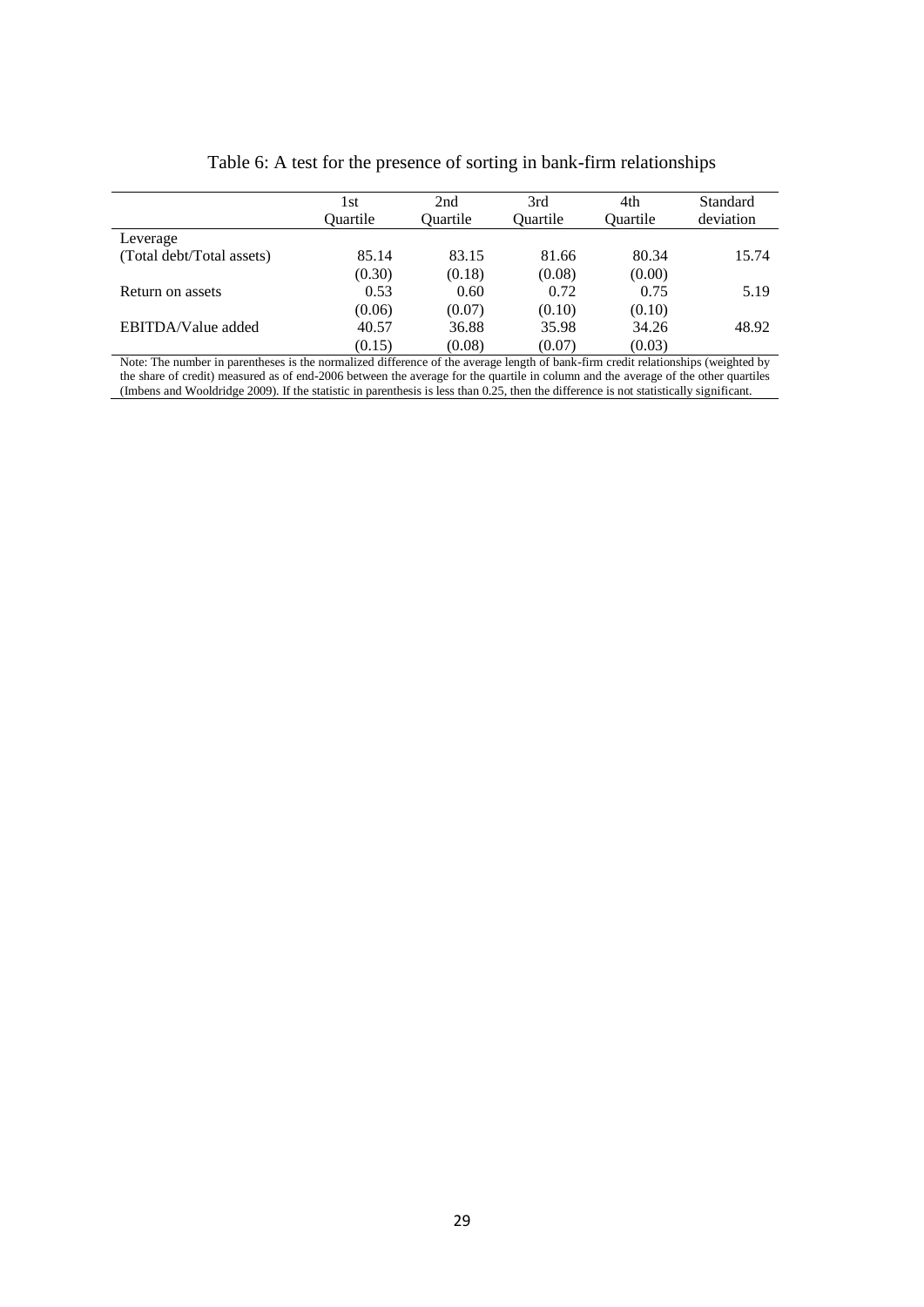Table 6: A test for the presence of sorting in bank-firm relationships

| | 1st Quartile | 2nd Quartile | 3rd Quartile | 4th Quartile | Standard deviation |
|---|---|---|---|---|---|
| Leverage | | | | | |
| (Total debt/Total assets) | 85.14 | 83.15 | 81.66 | 80.34 | 15.74 |
| | (0.30) | (0.18) | (0.08) | (0.00) | |
| Return on assets | 0.53 | 0.60 | 0.72 | 0.75 | 5.19 |
| | (0.06) | (0.07) | (0.10) | (0.10) | |
| EBITDA/Value added | 40.57 | 36.88 | 35.98 | 34.26 | 48.92 |
| | (0.15) | (0.08) | (0.07) | (0.03) | |

Note: The number in parentheses is the normalized difference of the average length of bank-firm credit relationships (weighted by the share of credit) measured as of end-2006 between the average for the quartile in column and the average of the other quartiles (Imbens and Wooldridge 2009). If the statistic in parenthesis is less than 0.25, then the difference is not statistically significant.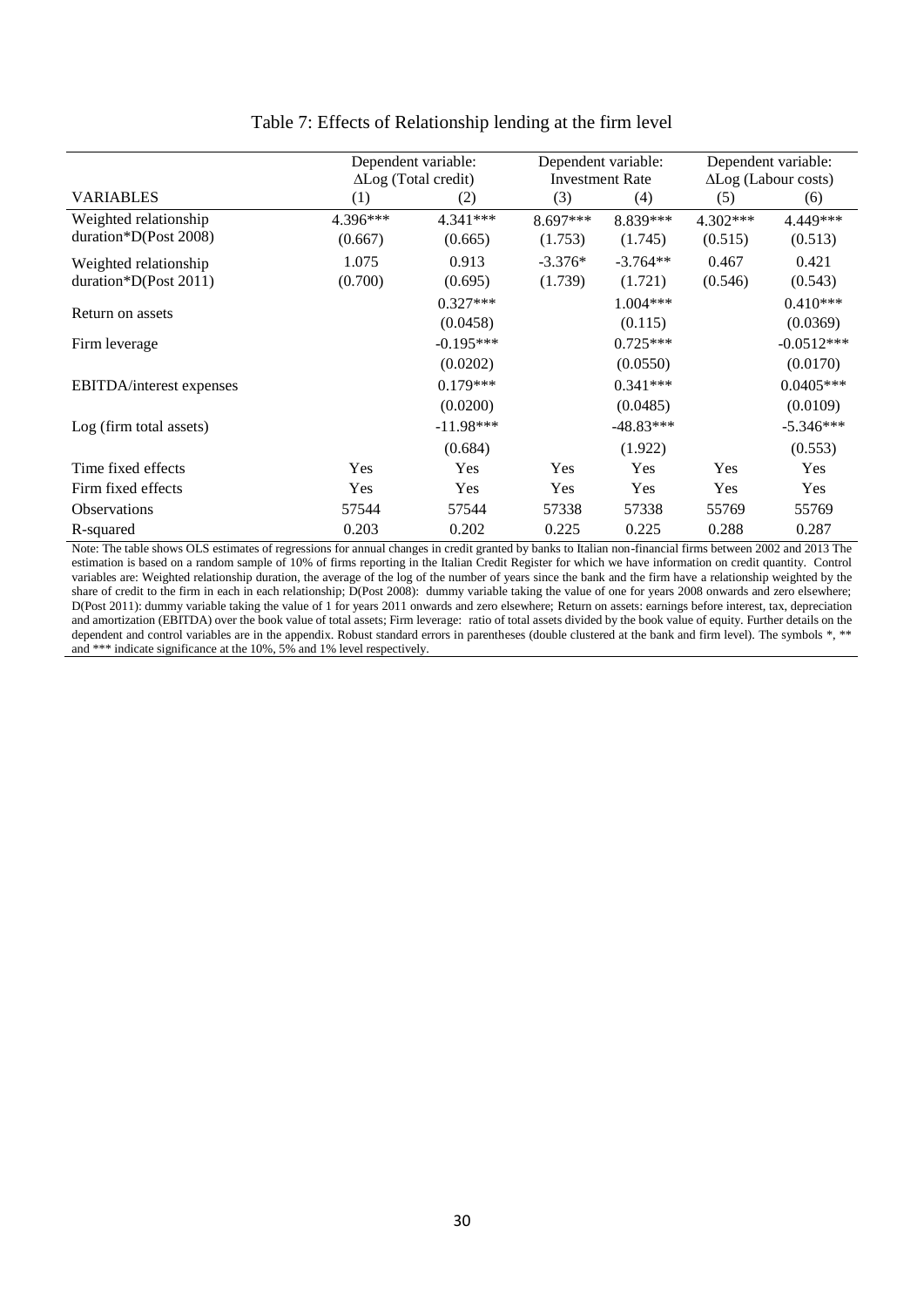Table 7: Effects of Relationship lending at the firm level

| VARIABLES | Dependent variable: ΔLog (Total credit) (1) | (2) | Dependent variable: Investment Rate (3) | (4) | Dependent variable: ΔLog (Labour costs) (5) | (6) |
|---|---|---|---|---|---|---|
| Weighted relationship duration*D(Post 2008) | 4.396*** | 4.341*** | 8.697*** | 8.839*** | 4.302*** | 4.449*** |
| | (0.667) | (0.665) | (1.753) | (1.745) | (0.515) | (0.513) |
| Weighted relationship duration*D(Post 2011) | 1.075 | 0.913 | -3.376* | -3.764** | 0.467 | 0.421 |
| | (0.700) | (0.695) | (1.739) | (1.721) | (0.546) | (0.543) |
| Return on assets | | 0.327*** | | 1.004*** | | 0.410*** |
| | | (0.0458) | | (0.115) | | (0.0369) |
| Firm leverage | | -0.195*** | | 0.725*** | | -0.0512*** |
| | | (0.0202) | | (0.0550) | | (0.0170) |
| EBITDA/interest expenses | | 0.179*** | | 0.341*** | | 0.0405*** |
| | | (0.0200) | | (0.0485) | | (0.0109) |
| Log (firm total assets) | | -11.98*** | | -48.83*** | | -5.346*** |
| | | (0.684) | | (1.922) | | (0.553) |
| Time fixed effects | Yes | Yes | Yes | Yes | Yes | Yes |
| Firm fixed effects | Yes | Yes | Yes | Yes | Yes | Yes |
| Observations | 57544 | 57544 | 57338 | 57338 | 55769 | 55769 |
| R-squared | 0.203 | 0.202 | 0.225 | 0.225 | 0.288 | 0.287 |

Note: The table shows OLS estimates of regressions for annual changes in credit granted by banks to Italian non-financial firms between 2002 and 2013 The estimation is based on a random sample of 10% of firms reporting in the Italian Credit Register for which we have information on credit quantity. Control variables are: Weighted relationship duration, the average of the log of the number of years since the bank and the firm have a relationship weighted by the share of credit to the firm in each in each relationship; D(Post 2008): dummy variable taking the value of one for years 2008 onwards and zero elsewhere; D(Post 2011): dummy variable taking the value of 1 for years 2011 onwards and zero elsewhere; Return on assets: earnings before interest, tax, depreciation and amortization (EBITDA) over the book value of total assets; Firm leverage: ratio of total assets divided by the book value of equity. Further details on the dependent and control variables are in the appendix. Robust standard errors in parentheses (double clustered at the bank and firm level). The symbols *, ** and *** indicate significance at the 10%, 5% and 1% level respectively.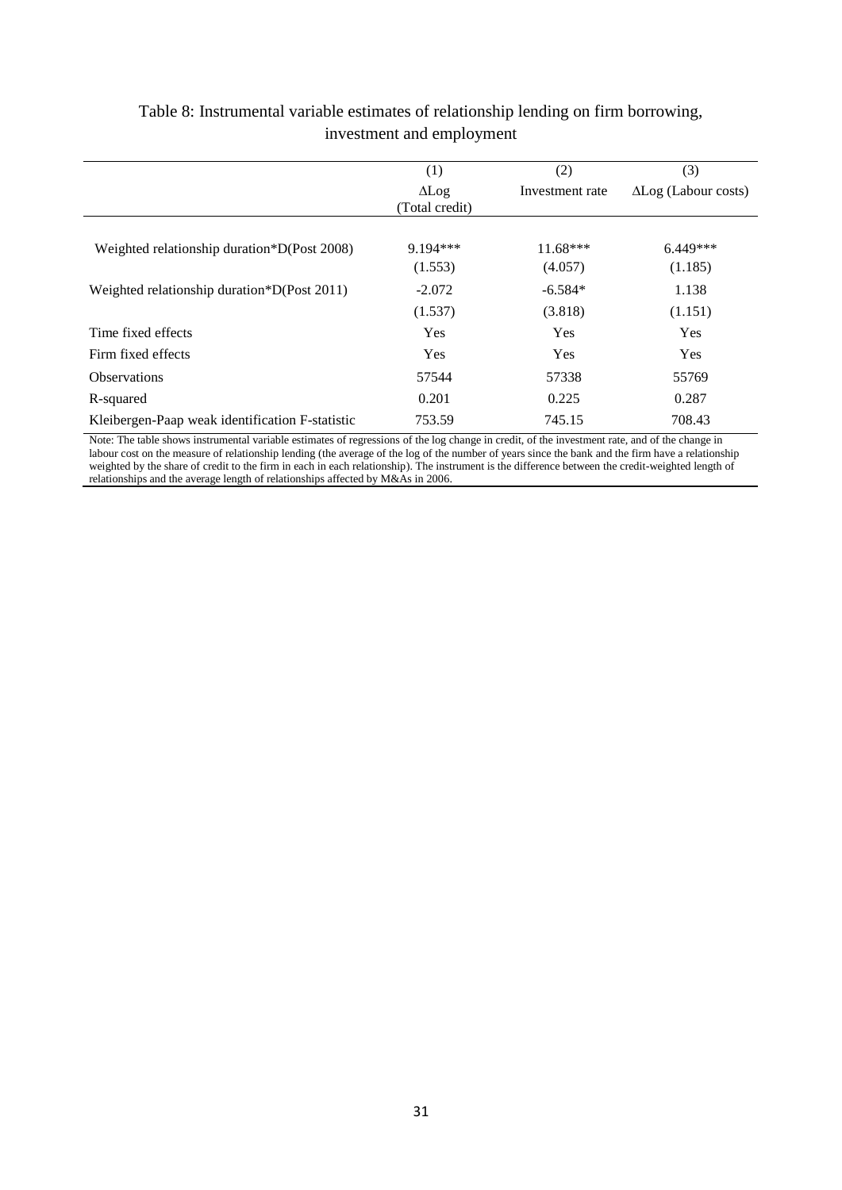Table 8: Instrumental variable estimates of relationship lending on firm borrowing, investment and employment

| | (1) | (2) | (3) |
|---|---|---|---|
| | ΔLog (Total credit) | Investment rate | ΔLog (Labour costs) |
| Weighted relationship duration*D(Post 2008) | 9.194*** | 11.68*** | 6.449*** |
| | (1.553) | (4.057) | (1.185) |
| Weighted relationship duration*D(Post 2011) | -2.072 | -6.584* | 1.138 |
| | (1.537) | (3.818) | (1.151) |
| Time fixed effects | Yes | Yes | Yes |
| Firm fixed effects | Yes | Yes | Yes |
| Observations | 57544 | 57338 | 55769 |
| R-squared | 0.201 | 0.225 | 0.287 |
| Kleibergen-Paap weak identification F-statistic | 753.59 | 745.15 | 708.43 |

Note: The table shows instrumental variable estimates of regressions of the log change in credit, of the investment rate, and of the change in labour cost on the measure of relationship lending (the average of the log of the number of years since the bank and the firm have a relationship weighted by the share of credit to the firm in each in each relationship). The instrument is the difference between the credit-weighted length of relationships and the average length of relationships affected by M&As in 2006.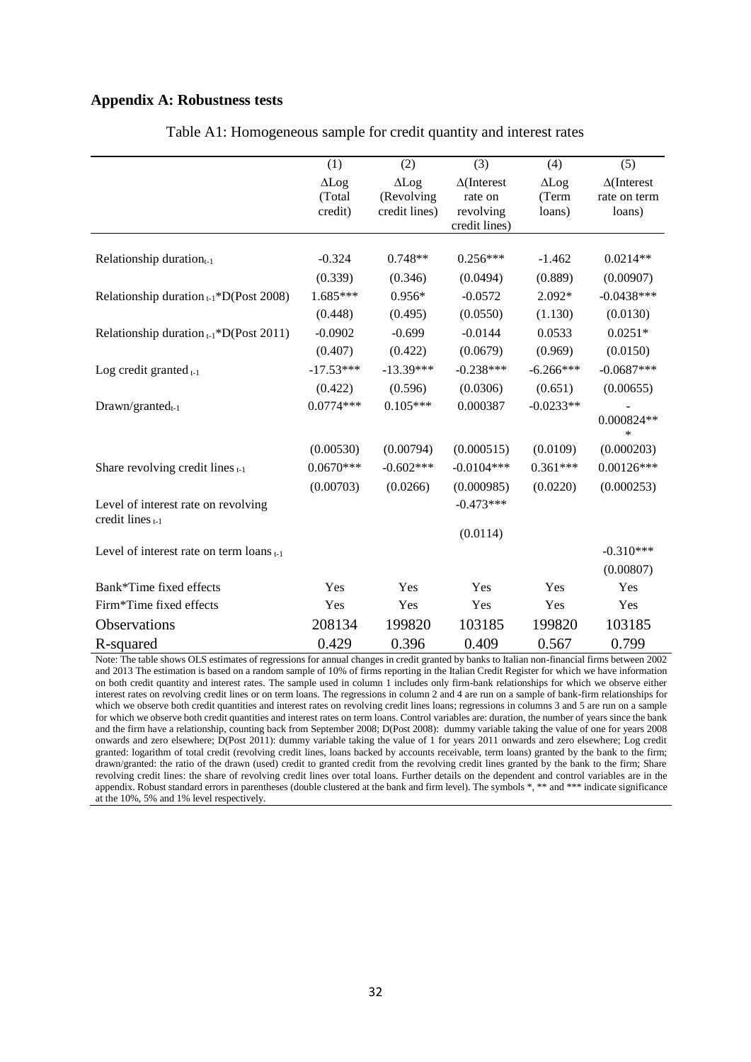## Appendix A: Robustness tests

Table A1: Homogeneous sample for credit quantity and interest rates

| | (1) | (2) | (3) | (4) | (5) |
|---|---|---|---|---|---|
| | ΔLog (Total credit) | ΔLog (Revolving credit lines) | Δ(Interest rate on revolving credit lines) | ΔLog (Term loans) | Δ(Interest rate on term loans) |
| Relationship duration$_{t-1}$ | -0.324 | 0.748** | 0.256*** | -1.462 | 0.0214** |
| | (0.339) | (0.346) | (0.0494) | (0.889) | (0.00907) |
| Relationship duration $_{t-1}$*D(Post 2008) | 1.685*** | 0.956* | -0.0572 | 2.092* | -0.0438*** |
| | (0.448) | (0.495) | (0.0550) | (1.130) | (0.0130) |
| Relationship duration $_{t-1}$*D(Post 2011) | -0.0902 | -0.699 | -0.0144 | 0.0533 | 0.0251* |
| | (0.407) | (0.422) | (0.0679) | (0.969) | (0.0150) |
| Log credit granted $_{t-1}$ | -17.53*** | -13.39*** | -0.238*** | -6.266*** | -0.0687*** |
| | (0.422) | (0.596) | (0.0306) | (0.651) | (0.00655) |
| Drawn/granted$_{t-1}$ | 0.0774*** | 0.105*** | 0.000387 | -0.0233** | -0.000824*** |
| | (0.00530) | (0.00794) | (0.000515) | (0.0109) | (0.000203) |
| Share revolving credit lines $_{t-1}$ | 0.0670*** | -0.602*** | -0.0104*** | 0.361*** | 0.00126*** |
| | (0.00703) | (0.0266) | (0.000985) | (0.0220) | (0.000253) |
| Level of interest rate on revolving credit lines $_{t-1}$ | | | -0.473*** | | |
| | | | (0.0114) | | |
| Level of interest rate on term loans $_{t-1}$ | | | | | -0.310*** |
| | | | | | (0.00807) |
| Bank*Time fixed effects | Yes | Yes | Yes | Yes | Yes |
| Firm*Time fixed effects | Yes | Yes | Yes | Yes | Yes |
| Observations | 208134 | 199820 | 103185 | 199820 | 103185 |
| R-squared | 0.429 | 0.396 | 0.409 | 0.567 | 0.799 |

Note: The table shows OLS estimates of regressions for annual changes in credit granted by banks to Italian non-financial firms between 2002 and 2013 The estimation is based on a random sample of 10% of firms reporting in the Italian Credit Register for which we have information on both credit quantity and interest rates. The sample used in column 1 includes only firm-bank relationships for which we observe either interest rates on revolving credit lines or on term loans. The regressions in column 2 and 4 are run on a sample of bank-firm relationships for which we observe both credit quantities and interest rates on revolving credit lines loans; regressions in columns 3 and 5 are run on a sample for which we observe both credit quantities and interest rates on term loans. Control variables are: duration, the number of years since the bank and the firm have a relationship, counting back from September 2008; D(Post 2008): dummy variable taking the value of one for years 2008 onwards and zero elsewhere; D(Post 2011): dummy variable taking the value of 1 for years 2011 onwards and zero elsewhere; Log credit granted: logarithm of total credit (revolving credit lines, loans backed by accounts receivable, term loans) granted by the bank to the firm; drawn/granted: the ratio of the drawn (used) credit to granted credit from the revolving credit lines granted by the bank to the firm; Share revolving credit lines: the share of revolving credit lines over total loans. Further details on the dependent and control variables are in the appendix. Robust standard errors in parentheses (double clustered at the bank and firm level). The symbols *, ** and *** indicate significance at the 10%, 5% and 1% level respectively.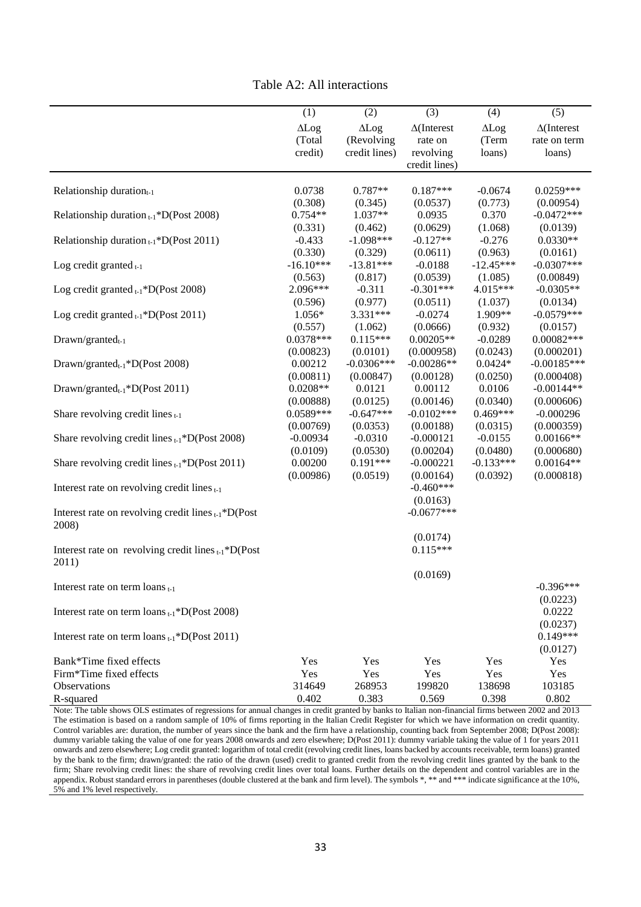Table A2: All interactions

| | (1) | (2) | (3) | (4) | (5) |
|---|---|---|---|---|---|
| | ΔLog (Total credit) | ΔLog (Revolving credit lines) | Δ(Interest rate on revolving credit lines) | ΔLog (Term loans) | Δ(Interest rate on term loans) |
| Relationship duration$_{t-1}$ | 0.0738 | 0.787** | 0.187*** | -0.0674 | 0.0259*** |
| | (0.308) | (0.345) | (0.0537) | (0.773) | (0.00954) |
| Relationship duration$_{t-1}$*D(Post 2008) | 0.754** | 1.037** | 0.0935 | 0.370 | -0.0472*** |
| | (0.331) | (0.462) | (0.0629) | (1.068) | (0.0139) |
| Relationship duration$_{t-1}$*D(Post 2011) | -0.433 | -1.098*** | -0.127** | -0.276 | 0.0330** |
| | (0.330) | (0.329) | (0.0611) | (0.963) | (0.0161) |
| Log credit granted$_{t-1}$ | -16.10*** | -13.81*** | -0.0188 | -12.45*** | -0.0307*** |
| | (0.563) | (0.817) | (0.0539) | (1.085) | (0.00849) |
| Log credit granted$_{t-1}$*D(Post 2008) | 2.096*** | -0.311 | -0.301*** | 4.015*** | -0.0305** |
| | (0.596) | (0.977) | (0.0511) | (1.037) | (0.0134) |
| Log credit granted$_{t-1}$*D(Post 2011) | 1.056* | 3.331*** | -0.0274 | 1.909** | -0.0579*** |
| | (0.557) | (1.062) | (0.0666) | (0.932) | (0.0157) |
| Drawn/granted$_{t-1}$ | 0.0378*** | 0.115*** | 0.00205** | -0.0289 | 0.00082*** |
| | (0.00823) | (0.0101) | (0.000958) | (0.0243) | (0.000201) |
| Drawn/granted$_{t-1}$*D(Post 2008) | 0.00212 | -0.0306*** | -0.00286** | 0.0424* | -0.00185*** |
| | (0.00811) | (0.00847) | (0.00128) | (0.0250) | (0.000408) |
| Drawn/granted$_{t-1}$*D(Post 2011) | 0.0208** | 0.0121 | 0.00112 | 0.0106 | -0.00144** |
| | (0.00888) | (0.0125) | (0.00146) | (0.0340) | (0.000606) |
| Share revolving credit lines$_{t-1}$ | 0.0589*** | -0.647*** | -0.0102*** | 0.469*** | -0.000296 |
| | (0.00769) | (0.0353) | (0.00188) | (0.0315) | (0.000359) |
| Share revolving credit lines$_{t-1}$*D(Post 2008) | -0.00934 | -0.0310 | -0.000121 | -0.0155 | 0.00166** |
| | (0.0109) | (0.0530) | (0.00204) | (0.0480) | (0.000680) |
| Share revolving credit lines$_{t-1}$*D(Post 2011) | 0.00200 | 0.191*** | -0.000221 | -0.133*** | 0.00164** |
| | (0.00986) | (0.0519) | (0.00164) | (0.0392) | (0.000818) |
| Interest rate on revolving credit lines$_{t-1}$ | | | -0.460*** | | |
| | | | (0.0163) | | |
| Interest rate on revolving credit lines$_{t-1}$*D(Post 2008) | | | -0.0677*** | | |
| | | | (0.0174) | | |
| Interest rate on revolving credit lines$_{t-1}$*D(Post 2011) | | | 0.115*** | | |
| | | | (0.0169) | | |
| Interest rate on term loans$_{t-1}$ | | | | | -0.396*** |
| | | | | | (0.0223) |
| Interest rate on term loans$_{t-1}$*D(Post 2008) | | | | | 0.0222 |
| | | | | | (0.0237) |
| Interest rate on term loans$_{t-1}$*D(Post 2011) | | | | | 0.149*** |
| | | | | | (0.0127) |
| Bank*Time fixed effects | Yes | Yes | Yes | Yes | Yes |
| Firm*Time fixed effects | Yes | Yes | Yes | Yes | Yes |
| Observations | 314649 | 268953 | 199820 | 138698 | 103185 |
| R-squared | 0.402 | 0.383 | 0.569 | 0.398 | 0.802 |

Note: The table shows OLS estimates of regressions for annual changes in credit granted by banks to Italian non-financial firms between 2002 and 2013 The estimation is based on a random sample of 10% of firms reporting in the Italian Credit Register for which we have information on credit quantity. Control variables are: duration, the number of years since the bank and the firm have a relationship, counting back from September 2008; D(Post 2008): dummy variable taking the value of one for years 2008 onwards and zero elsewhere; D(Post 2011): dummy variable taking the value of 1 for years 2011 onwards and zero elsewhere; Log credit granted: logarithm of total credit (revolving credit lines, loans backed by accounts receivable, term loans) granted by the bank to the firm; drawn/granted: the ratio of the drawn (used) credit to granted credit from the revolving credit lines granted by the bank to the firm; Share revolving credit lines: the share of revolving credit lines over total loans. Further details on the dependent and control variables are in the appendix. Robust standard errors in parentheses (double clustered at the bank and firm level). The symbols *, ** and *** indicate significance at the 10%, 5% and 1% level respectively.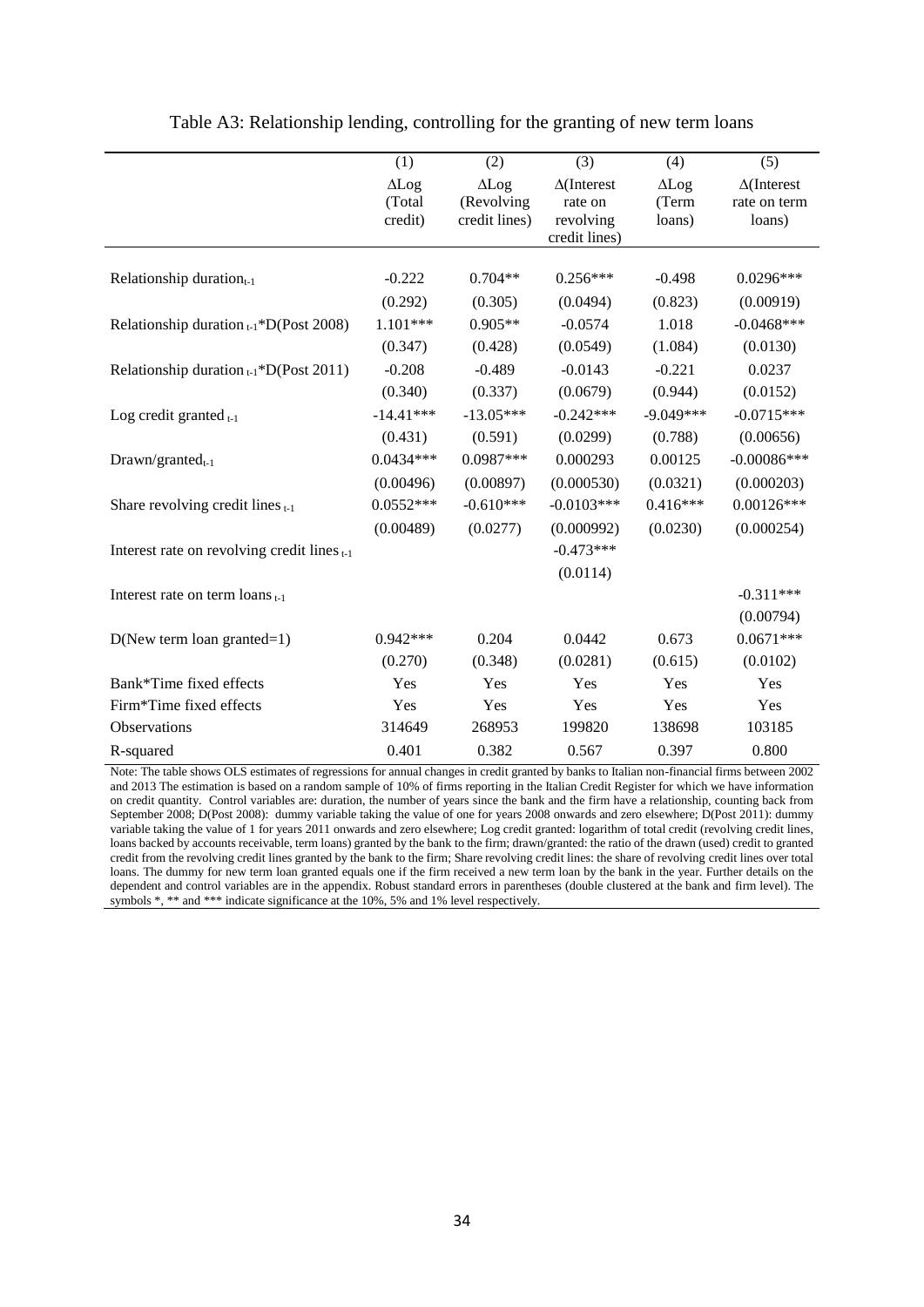Table A3: Relationship lending, controlling for the granting of new term loans

| | (1) | (2) | (3) | (4) | (5) |
|---|---|---|---|---|---|
| | ΔLog (Total credit) | ΔLog (Revolving credit lines) | Δ(Interest rate on revolving credit lines) | ΔLog (Term loans) | Δ(Interest rate on term loans) |
| Relationship duration$_{t-1}$ | -0.222 | 0.704** | 0.256*** | -0.498 | 0.0296*** |
| | (0.292) | (0.305) | (0.0494) | (0.823) | (0.00919) |
| Relationship duration$_{t-1}$*D(Post 2008) | 1.101*** | 0.905** | -0.0574 | 1.018 | -0.0468*** |
| | (0.347) | (0.428) | (0.0549) | (1.084) | (0.0130) |
| Relationship duration$_{t-1}$*D(Post 2011) | -0.208 | -0.489 | -0.0143 | -0.221 | 0.0237 |
| | (0.340) | (0.337) | (0.0679) | (0.944) | (0.0152) |
| Log credit granted$_{t-1}$ | -14.41*** | -13.05*** | -0.242*** | -9.049*** | -0.0715*** |
| | (0.431) | (0.591) | (0.0299) | (0.788) | (0.00656) |
| Drawn/granted$_{t-1}$ | 0.0434*** | 0.0987*** | 0.000293 | 0.00125 | -0.00086*** |
| | (0.00496) | (0.00897) | (0.000530) | (0.0321) | (0.000203) |
| Share revolving credit lines$_{t-1}$ | 0.0552*** | -0.610*** | -0.0103*** | 0.416*** | 0.00126*** |
| | (0.00489) | (0.0277) | (0.000992) | (0.0230) | (0.000254) |
| Interest rate on revolving credit lines$_{t-1}$ | | | -0.473*** | | |
| | | | (0.0114) | | |
| Interest rate on term loans$_{t-1}$ | | | | | -0.311*** |
| | | | | | (0.00794) |
| D(New term loan granted=1) | 0.942*** | 0.204 | 0.0442 | 0.673 | 0.0671*** |
| | (0.270) | (0.348) | (0.0281) | (0.615) | (0.0102) |
| Bank*Time fixed effects | Yes | Yes | Yes | Yes | Yes |
| Firm*Time fixed effects | Yes | Yes | Yes | Yes | Yes |
| Observations | 314649 | 268953 | 199820 | 138698 | 103185 |
| R-squared | 0.401 | 0.382 | 0.567 | 0.397 | 0.800 |

Note: The table shows OLS estimates of regressions for annual changes in credit granted by banks to Italian non-financial firms between 2002 and 2013 The estimation is based on a random sample of 10% of firms reporting in the Italian Credit Register for which we have information on credit quantity. Control variables are: duration, the number of years since the bank and the firm have a relationship, counting back from September 2008; D(Post 2008): dummy variable taking the value of one for years 2008 onwards and zero elsewhere; D(Post 2011): dummy variable taking the value of 1 for years 2011 onwards and zero elsewhere; Log credit granted: logarithm of total credit (revolving credit lines, loans backed by accounts receivable, term loans) granted by the bank to the firm; drawn/granted: the ratio of the drawn (used) credit to granted credit from the revolving credit lines granted by the bank to the firm; Share revolving credit lines: the share of revolving credit lines over total loans. The dummy for new term loan granted equals one if the firm received a new term loan by the bank in the year. Further details on the dependent and control variables are in the appendix. Robust standard errors in parentheses (double clustered at the bank and firm level). The symbols *, ** and *** indicate significance at the 10%, 5% and 1% level respectively.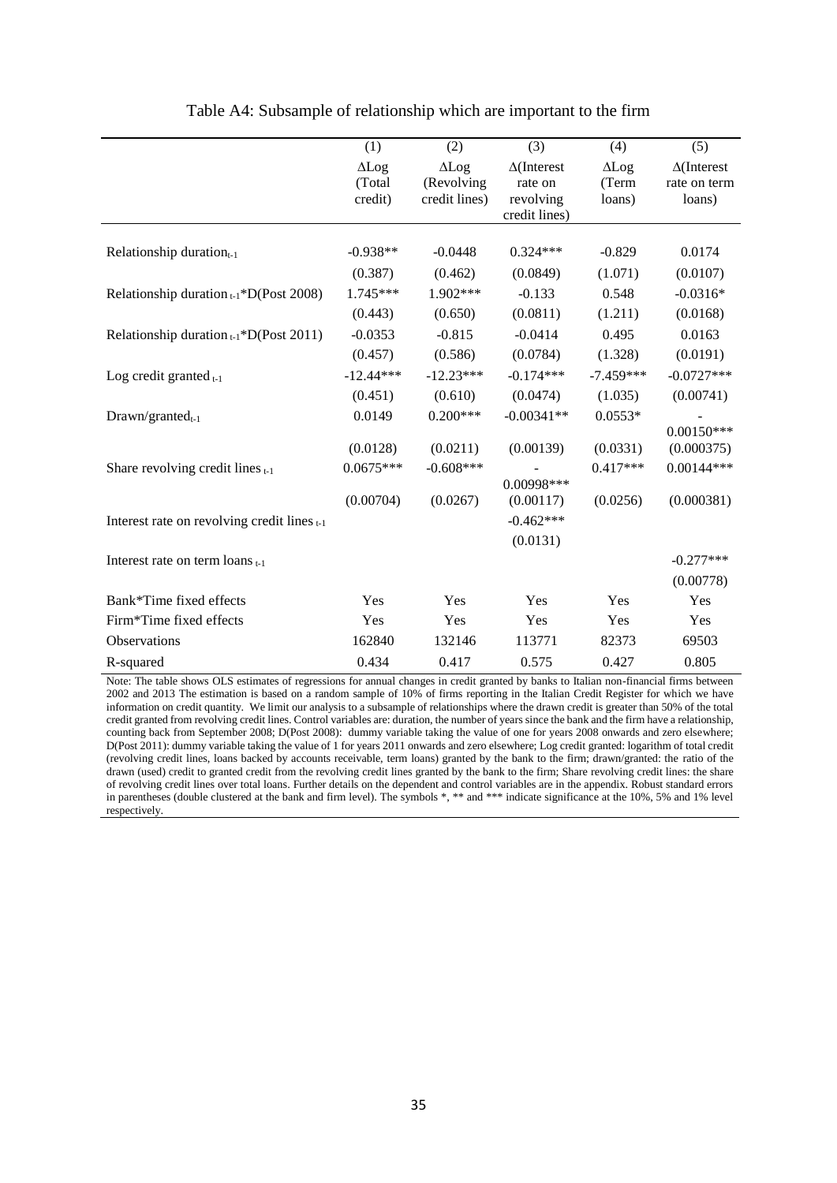Table A4: Subsample of relationship which are important to the firm

| | (1) | (2) | (3) | (4) | (5) |
|---|---|---|---|---|---|
| | ΔLog (Total credit) | ΔLog (Revolving credit lines) | Δ(Interest rate on revolving credit lines) | ΔLog (Term loans) | Δ(Interest rate on term loans) |
| Relationship duration$_{t-1}$ | -0.938** | -0.0448 | 0.324*** | -0.829 | 0.0174 |
| | (0.387) | (0.462) | (0.0849) | (1.071) | (0.0107) |
| Relationship duration $_{t-1}$*D(Post 2008) | 1.745*** | 1.902*** | -0.133 | 0.548 | -0.0316* |
| | (0.443) | (0.650) | (0.0811) | (1.211) | (0.0168) |
| Relationship duration $_{t-1}$*D(Post 2011) | -0.0353 | -0.815 | -0.0414 | 0.495 | 0.0163 |
| | (0.457) | (0.586) | (0.0784) | (1.328) | (0.0191) |
| Log credit granted $_{t-1}$ | -12.44*** | -12.23*** | -0.174*** | -7.459*** | -0.0727*** |
| | (0.451) | (0.610) | (0.0474) | (1.035) | (0.00741) |
| Drawn/granted$_{t-1}$ | 0.0149 | 0.200*** | -0.00341** | 0.0553* | -0.00150*** |
| | (0.0128) | (0.0211) | (0.00139) | (0.0331) | (0.000375) |
| Share revolving credit lines $_{t-1}$ | 0.0675*** | -0.608*** | -0.00998*** | 0.417*** | 0.00144*** |
| | (0.00704) | (0.0267) | (0.00117) | (0.0256) | (0.000381) |
| Interest rate on revolving credit lines $_{t-1}$ | | | -0.462*** | | |
| | | | (0.0131) | | |
| Interest rate on term loans $_{t-1}$ | | | | | -0.277*** |
| | | | | | (0.00778) |
| Bank*Time fixed effects | Yes | Yes | Yes | Yes | Yes |
| Firm*Time fixed effects | Yes | Yes | Yes | Yes | Yes |
| Observations | 162840 | 132146 | 113771 | 82373 | 69503 |
| R-squared | 0.434 | 0.417 | 0.575 | 0.427 | 0.805 |

Note: The table shows OLS estimates of regressions for annual changes in credit granted by banks to Italian non-financial firms between 2002 and 2013 The estimation is based on a random sample of 10% of firms reporting in the Italian Credit Register for which we have information on credit quantity. We limit our analysis to a subsample of relationships where the drawn credit is greater than 50% of the total credit granted from revolving credit lines. Control variables are: duration, the number of years since the bank and the firm have a relationship, counting back from September 2008; D(Post 2008): dummy variable taking the value of one for years 2008 onwards and zero elsewhere; D(Post 2011): dummy variable taking the value of 1 for years 2011 onwards and zero elsewhere; Log credit granted: logarithm of total credit (revolving credit lines, loans backed by accounts receivable, term loans) granted by the bank to the firm; drawn/granted: the ratio of the drawn (used) credit to granted credit from the revolving credit lines granted by the bank to the firm; Share revolving credit lines: the share of revolving credit lines over total loans. Further details on the dependent and control variables are in the appendix. Robust standard errors in parentheses (double clustered at the bank and firm level). The symbols *, ** and *** indicate significance at the 10%, 5% and 1% level respectively.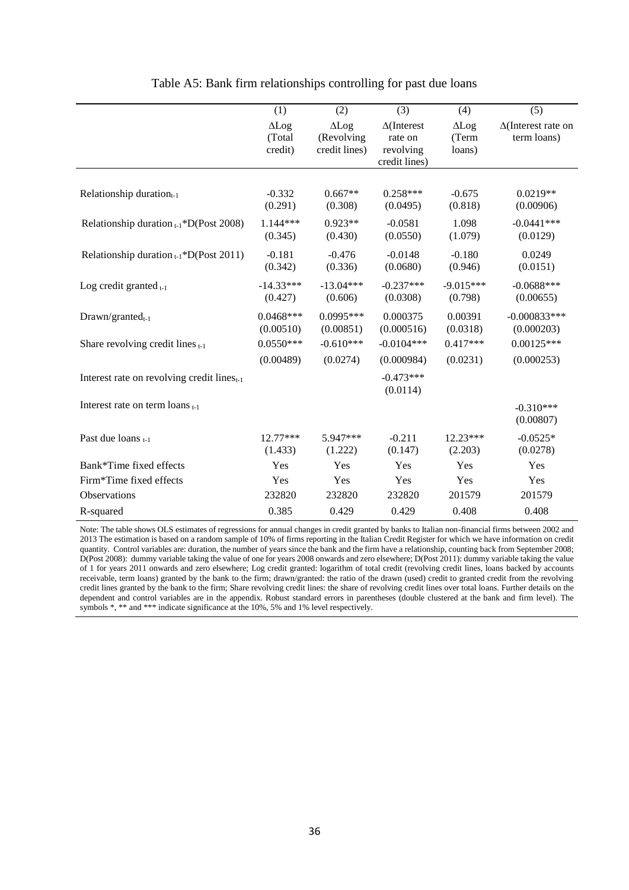Table A5: Bank firm relationships controlling for past due loans

| | (1) | (2) | (3) | (4) | (5) |
|---|---|---|---|---|---|
| | ΔLog (Total credit) | ΔLog (Revolving credit lines) | Δ(Interest rate on revolving credit lines) | ΔLog (Term loans) | Δ(Interest rate on term loans) |
| Relationship duration$_{t-1}$ | -0.332 | 0.667** | 0.258*** | -0.675 | 0.0219** |
| | (0.291) | (0.308) | (0.0495) | (0.818) | (0.00906) |
| Relationship duration $_{t-1}$*D(Post 2008) | 1.144*** | 0.923** | -0.0581 | 1.098 | -0.0441*** |
| | (0.345) | (0.430) | (0.0550) | (1.079) | (0.0129) |
| Relationship duration $_{t-1}$*D(Post 2011) | -0.181 | -0.476 | -0.0148 | -0.180 | 0.0249 |
| | (0.342) | (0.336) | (0.0680) | (0.946) | (0.0151) |
| Log credit granted $_{t-1}$ | -14.33*** | -13.04*** | -0.237*** | -9.015*** | -0.0688*** |
| | (0.427) | (0.606) | (0.0308) | (0.798) | (0.00655) |
| Drawn/granted$_{t-1}$ | 0.0468*** | 0.0995*** | 0.000375 | 0.00391 | -0.000833*** |
| | (0.00510) | (0.00851) | (0.000516) | (0.0318) | (0.000203) |
| Share revolving credit lines $_{t-1}$ | 0.0550*** | -0.610*** | -0.0104*** | 0.417*** | 0.00125*** |
| | (0.00489) | (0.0274) | (0.000984) | (0.0231) | (0.000253) |
| Interest rate on revolving credit lines$_{t-1}$ | | | -0.473*** | | |
| | | | (0.0114) | | |
| Interest rate on term loans $_{t-1}$ | | | | | -0.310*** |
| | | | | | (0.00807) |
| Past due loans $_{t-1}$ | 12.77*** | 5.947*** | -0.211 | 12.23*** | -0.0525* |
| | (1.433) | (1.222) | (0.147) | (2.203) | (0.0278) |
| Bank*Time fixed effects | Yes | Yes | Yes | Yes | Yes |
| Firm*Time fixed effects | Yes | Yes | Yes | Yes | Yes |
| Observations | 232820 | 232820 | 232820 | 201579 | 201579 |
| R-squared | 0.385 | 0.429 | 0.429 | 0.408 | 0.408 |

Note: The table shows OLS estimates of regressions for annual changes in credit granted by banks to Italian non-financial firms between 2002 and 2013 The estimation is based on a random sample of 10% of firms reporting in the Italian Credit Register for which we have information on credit quantity. Control variables are: duration, the number of years since the bank and the firm have a relationship, counting back from September 2008; D(Post 2008): dummy variable taking the value of one for years 2008 onwards and zero elsewhere; D(Post 2011): dummy variable taking the value of 1 for years 2011 onwards and zero elsewhere; Log credit granted: logarithm of total credit (revolving credit lines, loans backed by accounts receivable, term loans) granted by the bank to the firm; drawn/granted: the ratio of the drawn (used) credit to granted credit from the revolving credit lines granted by the bank to the firm; Share revolving credit lines: the share of revolving credit lines over total loans. Further details on the dependent and control variables are in the appendix. Robust standard errors in parentheses (double clustered at the bank and firm level). The symbols *, ** and *** indicate significance at the 10%, 5% and 1% level respectively.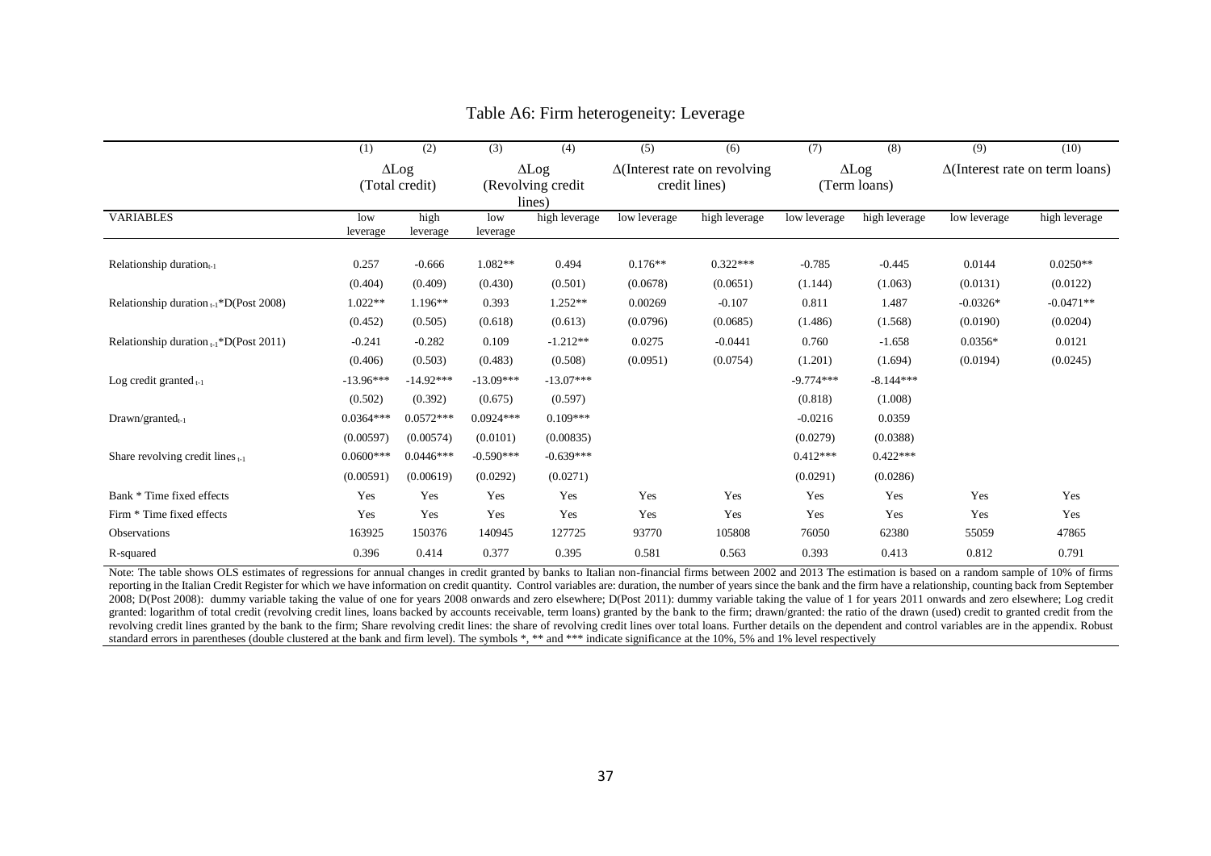# Table A6: Firm heterogeneity: Leverage

| | (1) | (2) | (3) | (4) | (5) | (6) | (7) | (8) | (9) | (10) |
|---|---|---|---|---|---|---|---|---|---|---|
| | ΔLog (Total credit) | | ΔLog (Revolving credit lines) | | Δ(Interest rate on revolving credit lines) | | ΔLog (Term loans) | | Δ(Interest rate on term loans) | |
| VARIABLES | low leverage | high leverage | low leverage | high leverage | low leverage | high leverage | low leverage | high leverage | low leverage | high leverage |
| Relationship duration$_{t-1}$ | 0.257 | -0.666 | 1.082** | 0.494 | 0.176** | 0.322*** | -0.785 | -0.445 | 0.0144 | 0.0250** |
| | (0.404) | (0.409) | (0.430) | (0.501) | (0.0678) | (0.0651) | (1.144) | (1.063) | (0.0131) | (0.0122) |
| Relationship duration$_{t-1}$*D(Post 2008) | 1.022** | 1.196** | 0.393 | 1.252** | 0.00269 | -0.107 | 0.811 | 1.487 | -0.0326* | -0.0471** |
| | (0.452) | (0.505) | (0.618) | (0.613) | (0.0796) | (0.0685) | (1.486) | (1.568) | (0.0190) | (0.0204) |
| Relationship duration$_{t-1}$*D(Post 2011) | -0.241 | -0.282 | 0.109 | -1.212** | 0.0275 | -0.0441 | 0.760 | -1.658 | 0.0356* | 0.0121 |
| | (0.406) | (0.503) | (0.483) | (0.508) | (0.0951) | (0.0754) | (1.201) | (1.694) | (0.0194) | (0.0245) |
| Log credit granted$_{t-1}$ | -13.96*** | -14.92*** | -13.09*** | -13.07*** | | | -9.774*** | -8.144*** | | |
| | (0.502) | (0.392) | (0.675) | (0.597) | | | (0.818) | (1.008) | | |
| Drawn/granted$_{t-1}$ | 0.0364*** | 0.0572*** | 0.0924*** | 0.109*** | | | -0.0216 | 0.0359 | | |
| | (0.00597) | (0.00574) | (0.0101) | (0.00835) | | | (0.0279) | (0.0388) | | |
| Share revolving credit lines$_{t-1}$ | 0.0600*** | 0.0446*** | -0.590*** | -0.639*** | | | 0.412*** | 0.422*** | | |
| | (0.00591) | (0.00619) | (0.0292) | (0.0271) | | | (0.0291) | (0.0286) | | |
| Bank * Time fixed effects | Yes | Yes | Yes | Yes | Yes | Yes | Yes | Yes | Yes | Yes |
| Firm * Time fixed effects | Yes | Yes | Yes | Yes | Yes | Yes | Yes | Yes | Yes | Yes |
| Observations | 163925 | 150376 | 140945 | 127725 | 93770 | 105808 | 76050 | 62380 | 55059 | 47865 |
| R-squared | 0.396 | 0.414 | 0.377 | 0.395 | 0.581 | 0.563 | 0.393 | 0.413 | 0.812 | 0.791 |

Note: The table shows OLS estimates of regressions for annual changes in credit granted by banks to Italian non-financial firms between 2002 and 2013 The estimation is based on a random sample of 10% of firms reporting in the Italian Credit Register for which we have information on credit quantity. Control variables are: duration, the number of years since the bank and the firm have a relationship, counting back from September 2008; D(Post 2008): dummy variable taking the value of one for years 2008 onwards and zero elsewhere; D(Post 2011): dummy variable taking the value of 1 for years 2011 onwards and zero elsewhere; Log credit granted: logarithm of total credit (revolving credit lines, loans backed by accounts receivable, term loans) granted by the bank to the firm; drawn/granted: the ratio of the drawn (used) credit to granted credit from the revolving credit lines granted by the bank to the firm; Share revolving credit lines: the share of revolving credit lines over total loans. Further details on the dependent and control variables are in the appendix. Robust standard errors in parentheses (double clustered at the bank and firm level). The symbols *, ** and *** indicate significance at the 10%, 5% and 1% level respectively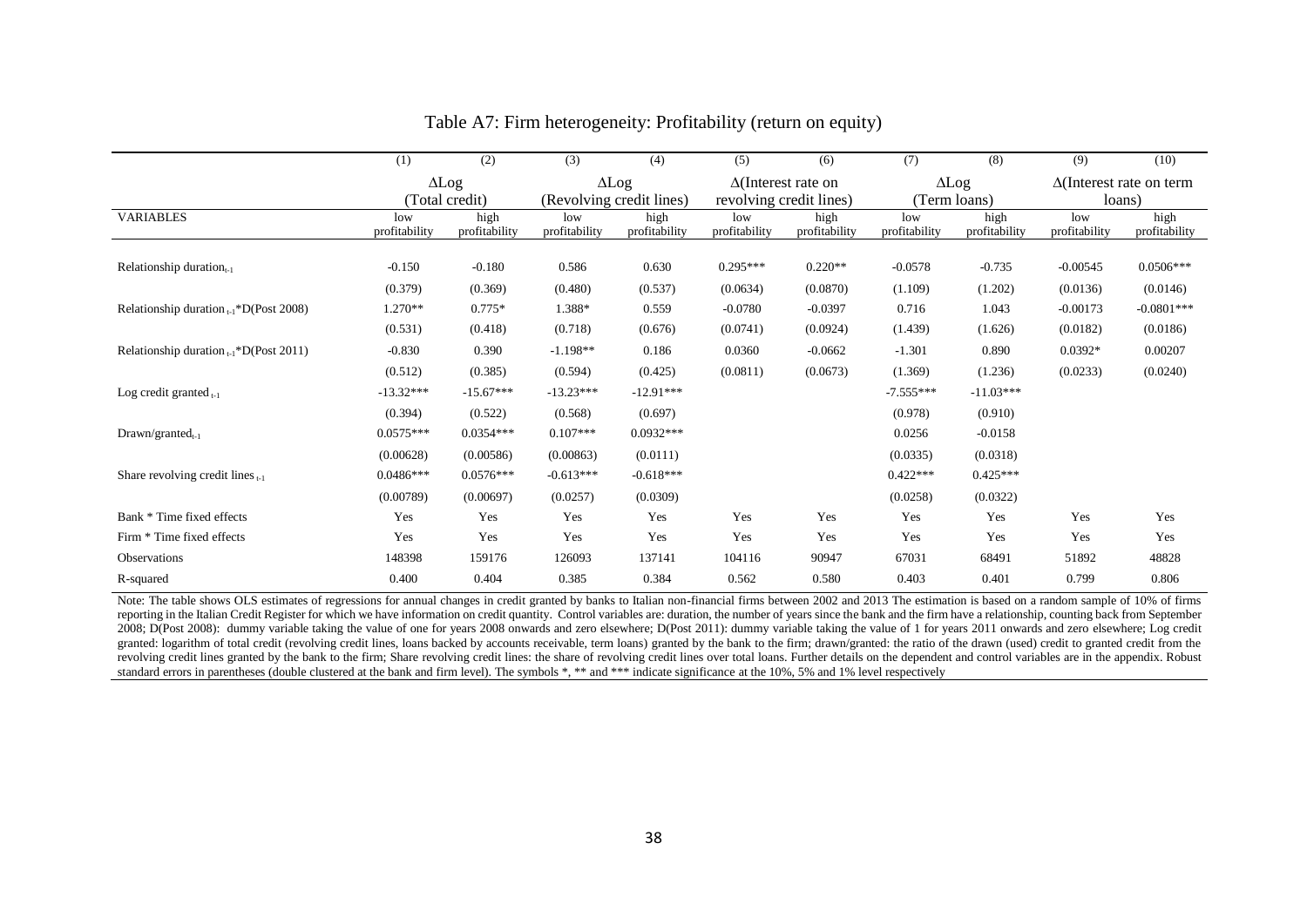# Table A7: Firm heterogeneity: Profitability (return on equity)

| | (1) | (2) | (3) | (4) | (5) | (6) | (7) | (8) | (9) | (10) |
|---|---|---|---|---|---|---|---|---|---|---|
| | ΔLog (Total credit) | | ΔLog (Revolving credit lines) | | Δ(Interest rate on revolving credit lines) | | ΔLog (Term loans) | | Δ(Interest rate on term loans) | |
| VARIABLES | low profitability | high profitability | low profitability | high profitability | low profitability | high profitability | low profitability | high profitability | low profitability | high profitability |
| Relationship duration$_{t-1}$ | -0.150 | -0.180 | 0.586 | 0.630 | 0.295*** | 0.220** | -0.0578 | -0.735 | -0.00545 | 0.0506*** |
| | (0.379) | (0.369) | (0.480) | (0.537) | (0.0634) | (0.0870) | (1.109) | (1.202) | (0.0136) | (0.0146) |
| Relationship duration $_{t-1}$*D(Post 2008) | 1.270** | 0.775* | 1.388* | 0.559 | -0.0780 | -0.0397 | 0.716 | 1.043 | -0.00173 | -0.0801*** |
| | (0.531) | (0.418) | (0.718) | (0.676) | (0.0741) | (0.0924) | (1.439) | (1.626) | (0.0182) | (0.0186) |
| Relationship duration $_{t-1}$*D(Post 2011) | -0.830 | 0.390 | -1.198** | 0.186 | 0.0360 | -0.0662 | -1.301 | 0.890 | 0.0392* | 0.00207 |
| | (0.512) | (0.385) | (0.594) | (0.425) | (0.0811) | (0.0673) | (1.369) | (1.236) | (0.0233) | (0.0240) |
| Log credit granted $_{t-1}$ | -13.32*** | -15.67*** | -13.23*** | -12.91*** | | | -7.555*** | -11.03*** | | |
| | (0.394) | (0.522) | (0.568) | (0.697) | | | (0.978) | (0.910) | | |
| Drawn/granted$_{t-1}$ | 0.0575*** | 0.0354*** | 0.107*** | 0.0932*** | | | 0.0256 | -0.0158 | | |
| | (0.00628) | (0.00586) | (0.00863) | (0.0111) | | | (0.0335) | (0.0318) | | |
| Share revolving credit lines $_{t-1}$ | 0.0486*** | 0.0576*** | -0.613*** | -0.618*** | | | 0.422*** | 0.425*** | | |
| | (0.00789) | (0.00697) | (0.0257) | (0.0309) | | | (0.0258) | (0.0322) | | |
| Bank * Time fixed effects | Yes | Yes | Yes | Yes | Yes | Yes | Yes | Yes | Yes | Yes |
| Firm * Time fixed effects | Yes | Yes | Yes | Yes | Yes | Yes | Yes | Yes | Yes | Yes |
| Observations | 148398 | 159176 | 126093 | 137141 | 104116 | 90947 | 67031 | 68491 | 51892 | 48828 |
| R-squared | 0.400 | 0.404 | 0.385 | 0.384 | 0.562 | 0.580 | 0.403 | 0.401 | 0.799 | 0.806 |

Note: The table shows OLS estimates of regressions for annual changes in credit granted by banks to Italian non-financial firms between 2002 and 2013 The estimation is based on a random sample of 10% of firms reporting in the Italian Credit Register for which we have information on credit quantity. Control variables are: duration, the number of years since the bank and the firm have a relationship, counting back from September 2008; D(Post 2008): dummy variable taking the value of one for years 2008 onwards and zero elsewhere; D(Post 2011): dummy variable taking the value of 1 for years 2011 onwards and zero elsewhere; Log credit granted: logarithm of total credit (revolving credit lines, loans backed by accounts receivable, term loans) granted by the bank to the firm; drawn/granted: the ratio of the drawn (used) credit to granted credit from the revolving credit lines granted by the bank to the firm; Share revolving credit lines: the share of revolving credit lines over total loans. Further details on the dependent and control variables are in the appendix. Robust standard errors in parentheses (double clustered at the bank and firm level). The symbols *, ** and *** indicate significance at the 10%, 5% and 1% level respectively